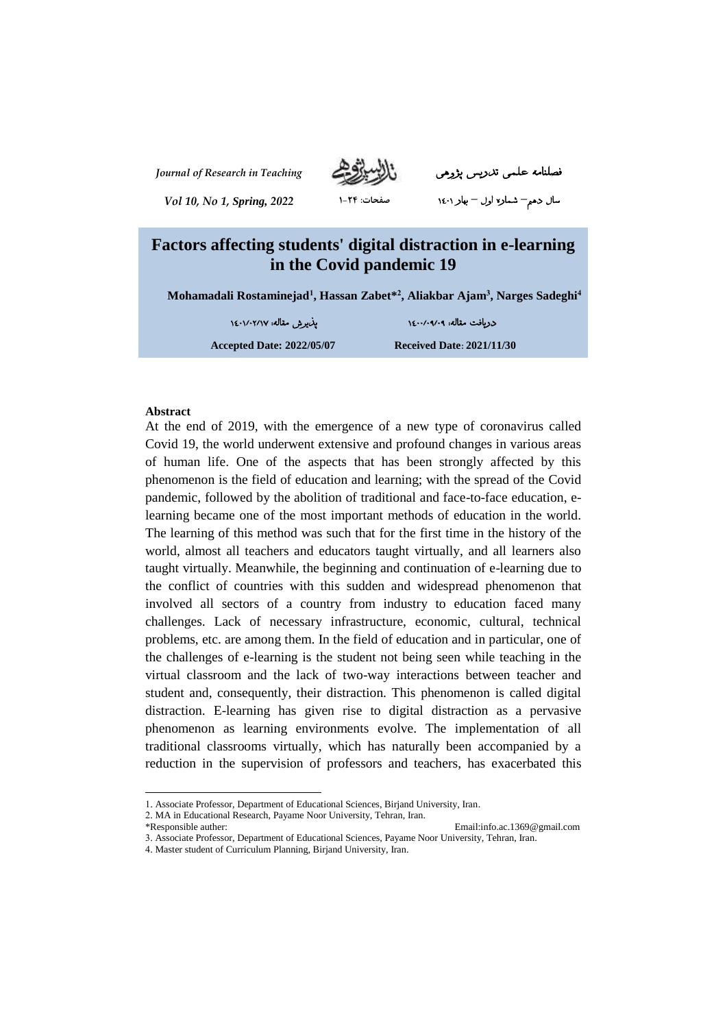# Factors affecting students' digital distraction in e-learning in the Covid pandemic 19

**Mohamadali Rostaminejad[1], Hassan Zabet*[2], Aliakbar Ajam[3], Narges Sadeghi[4]**

پذیرش مقاله: ۱۴۰۱/۰۲/۱۷ &nbsp;&nbsp;&nbsp;&nbsp; دریافت مقاله: ۱۴۰۰/۰۹/۰۹

**Accepted Date: 2022/05/07** &nbsp;&nbsp;&nbsp;&nbsp; **Received Date: 2021/11/30**

**Abstract**

At the end of 2019, with the emergence of a new type of coronavirus called Covid 19, the world underwent extensive and profound changes in various areas of human life. One of the aspects that has been strongly affected by this phenomenon is the field of education and learning; with the spread of the Covid pandemic, followed by the abolition of traditional and face-to-face education, e-learning became one of the most important methods of education in the world. The learning of this method was such that for the first time in the history of the world, almost all teachers and educators taught virtually, and all learners also taught virtually. Meanwhile, the beginning and continuation of e-learning due to the conflict of countries with this sudden and widespread phenomenon that involved all sectors of a country from industry to education faced many challenges. Lack of necessary infrastructure, economic, cultural, technical problems, etc. are among them. In the field of education and in particular, one of the challenges of e-learning is the student not being seen while teaching in the virtual classroom and the lack of two-way interactions between teacher and student and, consequently, their distraction. This phenomenon is called digital distraction. E-learning has given rise to digital distraction as a pervasive phenomenon as learning environments evolve. The implementation of all traditional classrooms virtually, which has naturally been accompanied by a reduction in the supervision of professors and teachers, has exacerbated this

---

1. Associate Professor, Department of Educational Sciences, Birjand University, Iran.
2. MA in Educational Research, Payame Noor University, Tehran, Iran.
*Responsible auther: Email:info.ac.1369@gmail.com
3. Associate Professor, Department of Educational Sciences, Payame Noor University, Tehran, Iran.
4. Master student of Curriculum Planning, Birjand University, Iran.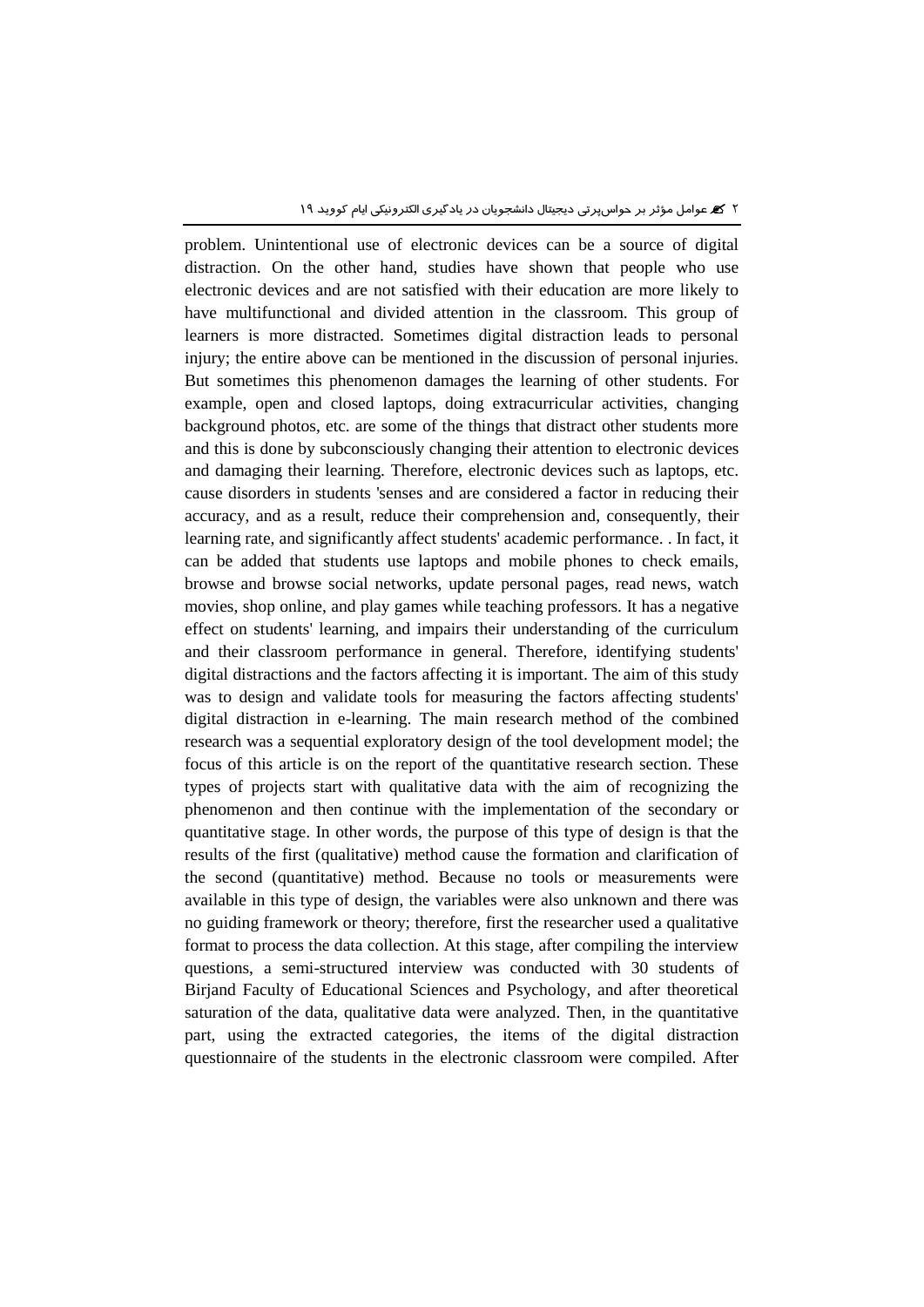problem. Unintentional use of electronic devices can be a source of digital distraction. On the other hand, studies have shown that people who use electronic devices and are not satisfied with their education are more likely to have multifunctional and divided attention in the classroom. This group of learners is more distracted. Sometimes digital distraction leads to personal injury; the entire above can be mentioned in the discussion of personal injuries. But sometimes this phenomenon damages the learning of other students. For example, open and closed laptops, doing extracurricular activities, changing background photos, etc. are some of the things that distract other students more and this is done by subconsciously changing their attention to electronic devices and damaging their learning. Therefore, electronic devices such as laptops, etc. cause disorders in students 'senses and are considered a factor in reducing their accuracy, and as a result, reduce their comprehension and, consequently, their learning rate, and significantly affect students' academic performance. . In fact, it can be added that students use laptops and mobile phones to check emails, browse and browse social networks, update personal pages, read news, watch movies, shop online, and play games while teaching professors. It has a negative effect on students' learning, and impairs their understanding of the curriculum and their classroom performance in general. Therefore, identifying students' digital distractions and the factors affecting it is important. The aim of this study was to design and validate tools for measuring the factors affecting students' digital distraction in e-learning. The main research method of the combined research was a sequential exploratory design of the tool development model; the focus of this article is on the report of the quantitative research section. These types of projects start with qualitative data with the aim of recognizing the phenomenon and then continue with the implementation of the secondary or quantitative stage. In other words, the purpose of this type of design is that the results of the first (qualitative) method cause the formation and clarification of the second (quantitative) method. Because no tools or measurements were available in this type of design, the variables were also unknown and there was no guiding framework or theory; therefore, first the researcher used a qualitative format to process the data collection. At this stage, after compiling the interview questions, a semi-structured interview was conducted with 30 students of Birjand Faculty of Educational Sciences and Psychology, and after theoretical saturation of the data, qualitative data were analyzed. Then, in the quantitative part, using the extracted categories, the items of the digital distraction questionnaire of the students in the electronic classroom were compiled. After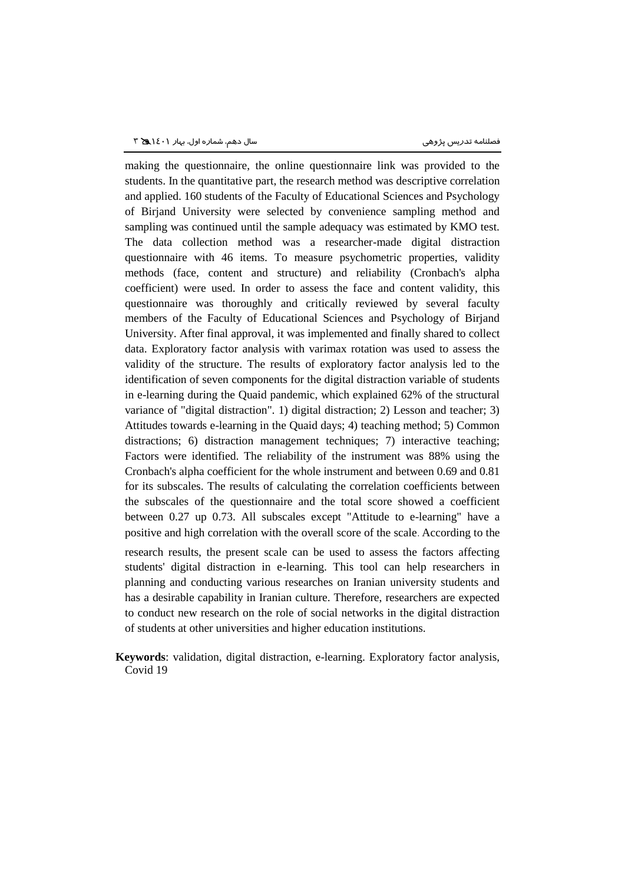making the questionnaire, the online questionnaire link was provided to the students. In the quantitative part, the research method was descriptive correlation and applied. 160 students of the Faculty of Educational Sciences and Psychology of Birjand University were selected by convenience sampling method and sampling was continued until the sample adequacy was estimated by KMO test. The data collection method was a researcher-made digital distraction questionnaire with 46 items. To measure psychometric properties, validity methods (face, content and structure) and reliability (Cronbach's alpha coefficient) were used. In order to assess the face and content validity, this questionnaire was thoroughly and critically reviewed by several faculty members of the Faculty of Educational Sciences and Psychology of Birjand University. After final approval, it was implemented and finally shared to collect data. Exploratory factor analysis with varimax rotation was used to assess the validity of the structure. The results of exploratory factor analysis led to the identification of seven components for the digital distraction variable of students in e-learning during the Quaid pandemic, which explained 62% of the structural variance of "digital distraction". 1) digital distraction; 2) Lesson and teacher; 3) Attitudes towards e-learning in the Quaid days; 4) teaching method; 5) Common distractions; 6) distraction management techniques; 7) interactive teaching; Factors were identified. The reliability of the instrument was 88% using the Cronbach's alpha coefficient for the whole instrument and between 0.69 and 0.81 for its subscales. The results of calculating the correlation coefficients between the subscales of the questionnaire and the total score showed a coefficient between 0.27 up 0.73. All subscales except "Attitude to e-learning" have a positive and high correlation with the overall score of the scale. According to the research results, the present scale can be used to assess the factors affecting students' digital distraction in e-learning. This tool can help researchers in planning and conducting various researches on Iranian university students and has a desirable capability in Iranian culture. Therefore, researchers are expected to conduct new research on the role of social networks in the digital distraction of students at other universities and higher education institutions.

**Keywords**: validation, digital distraction, e-learning. Exploratory factor analysis, Covid 19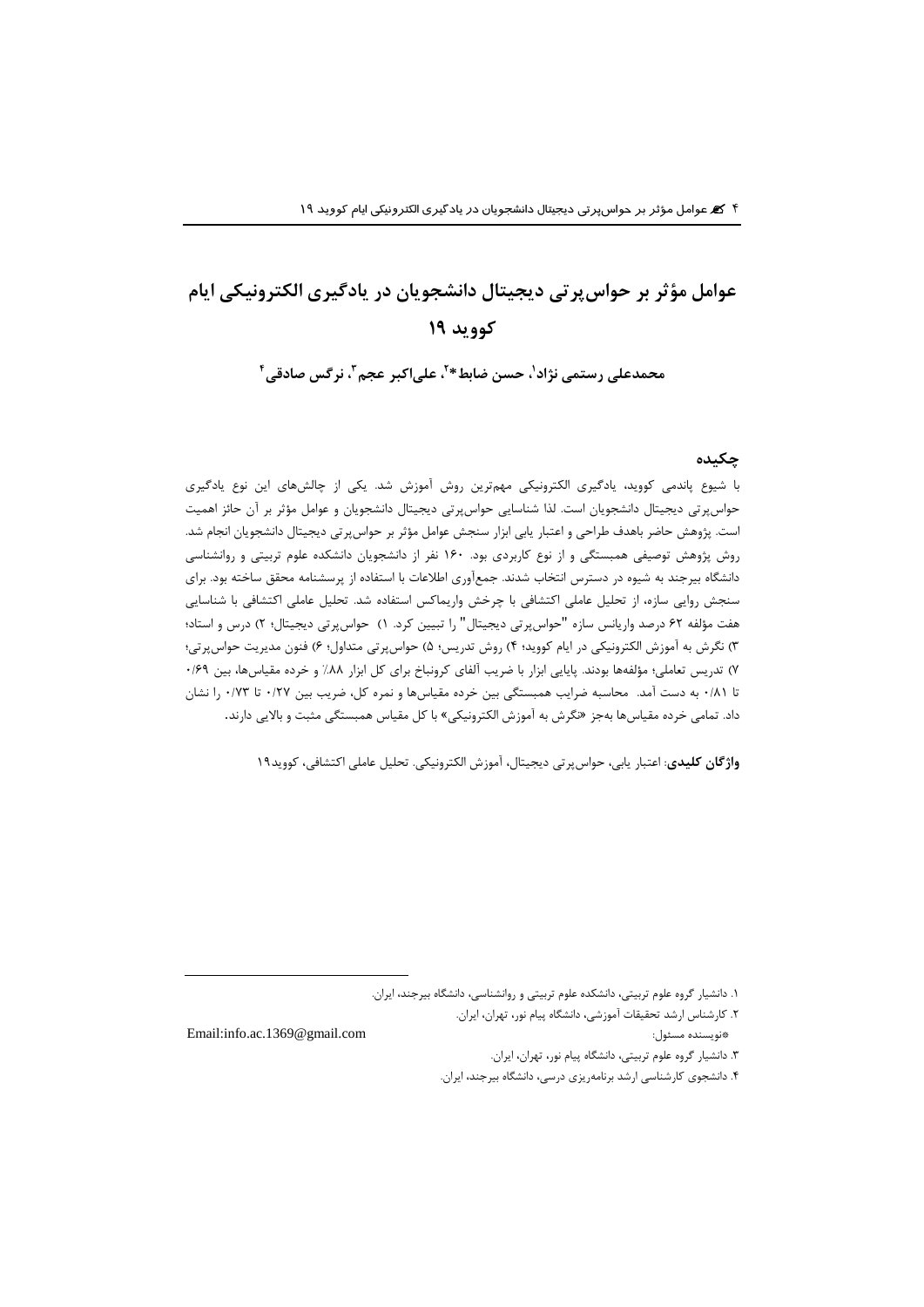# عوامل مؤثر بر حواس‌پرتی دیجیتال دانشجویان در یادگیری الکترونیکی ایام کووید ۱۹

**محمدعلی رستمی نژاد[1]، حسن ضابط*[2]، علی‌اکبر عجم[3]، نرگس صادقی[4]**

## چکیده

با شیوع پاندمی کووید، یادگیری الکترونیکی مهم‌ترین روش آموزش شد. یکی از چالش‌های این نوع یادگیری حواس‌پرتی دیجیتال دانشجویان است. لذا شناسایی حواس‌پرتی دیجیتال دانشجویان و عوامل مؤثر بر آن حائز اهمیت است. پژوهش حاضر باهدف طراحی و اعتبار یابی ابزار سنجش عوامل مؤثر بر حواس‌پرتی دیجیتال دانشجویان انجام شد. روش پژوهش توصیفی همبستگی و از نوع کاربردی بود. ۱۶۰ نفر از دانشجویان دانشکده علوم تربیتی و روانشناسی دانشگاه بیرجند به شیوه در دسترس انتخاب شدند. جمع‌آوری اطلاعات با استفاده از پرسشنامه محقق ساخته بود. برای سنجش روایی سازه، از تحلیل عاملی اکتشافی با چرخش واریماکس استفاده شد. تحلیل عاملی اکتشافی با شناسایی هفت مؤلفه ۶۲ درصد واریانس سازه "حواس‌پرتی دیجیتال" را تبیین کرد. ۱) حواس‌پرتی دیجیتال؛ ۲) درس و استاد؛ ۳) نگرش به آموزش الکترونیکی در ایام کووید؛ ۴) روش تدریس؛ ۵) حواس‌پرتی متداول؛ ۶) فنون مدیریت حواس‌پرتی؛ ۷) تدریس تعاملی؛ مؤلفه‌ها بودند. پایایی ابزار با ضریب آلفای کرونباخ برای کل ابزار ۸۸٪ و خرده مقیاس‌ها، بین ۰/۶۹ تا ۰/۸۱ به دست آمد. محاسبه ضرایب همبستگی بین خرده مقیاس‌ها و نمره کل، ضریب بین ۰/۲۷ تا ۰/۷۳ را نشان داد. تمامی خرده مقیاس‌ها به‌جز «نگرش به آموزش الکترونیکی» با کل مقیاس همبستگی مثبت و بالایی دارند.

**واژگان کلیدی**: اعتبار یابی، حواس‌پرتی دیجیتال، آموزش الکترونیکی. تحلیل عاملی اکتشافی، کووید۱۹

---

۱. دانشیار گروه علوم تربیتی، دانشکده علوم تربیتی و روانشناسی، دانشگاه بیرجند، ایران.

۲. کارشناس ارشد تحقیقات آموزشی، دانشگاه پیام نور، تهران، ایران.

*نویسنده مسئول: Email:info.ac.1369@gmail.com

۳. دانشیار گروه علوم تربیتی، دانشگاه پیام نور، تهران، ایران.

۴. دانشجوی کارشناسی ارشد برنامه‌ریزی درسی، دانشگاه بیرجند، ایران.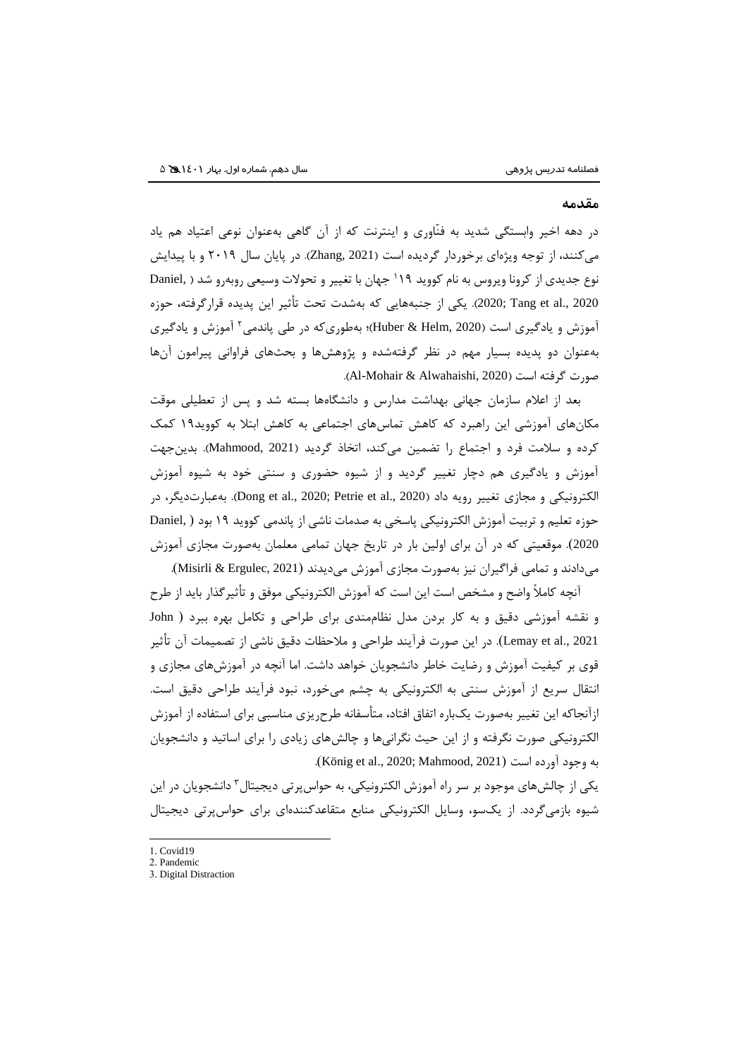## مقدمه

در دهه اخیر وابستگی شدید به فنّاوری و اینترنت که از آن گاهی به‌عنوان نوعی اعتیاد هم یاد می‌کنند، از توجه ویژه‌ای برخوردار گردیده است (Zhang, 2021). در پایان سال ۲۰۱۹ و با پیدایش نوع جدیدی از کرونا ویروس به نام کووید ۱۹[1] جهان با تغییر و تحولات وسیعی روبه‌رو شد (Daniel, 2020; Tang et al., 2020). یکی از جنبه‌هایی که به‌شدت تحت تأثیر این پدیده قرارگرفته، حوزه آموزش و یادگیری است (Huber & Helm, 2020)؛ به‌طوری‌که در طی پاندمی[2] آموزش و یادگیری به‌عنوان دو پدیده بسیار مهم در نظر گرفته‌شده و پژوهش‌ها و بحث‌های فراوانی پیرامون آن‌ها صورت گرفته است (Al-Mohair & Alwahaishi, 2020).

بعد از اعلام سازمان جهانی بهداشت مدارس و دانشگاه‌ها بسته شد و پس از تعطیلی موقت مکان‌های آموزشی این راهبرد که کاهش تماس‌های اجتماعی به کاهش ابتلا به کووید۱۹ کمک کرده و سلامت فرد و اجتماع را تضمین می‌کند، اتخاذ گردید (Mahmood, 2021). بدین‌جهت آموزش و یادگیری هم دچار تغییر گردید و از شیوه حضوری و سنتی خود به شیوه آموزش الکترونیکی و مجازی تغییر رویه داد (Dong et al., 2020; Petrie et al., 2020). به‌عبارت‌دیگر، در حوزه تعلیم و تربیت آموزش الکترونیکی پاسخی به صدمات ناشی از پاندمی کووید ۱۹ بود (Daniel, 2020). موقعیتی که در آن برای اولین بار در تاریخ جهان تمامی معلمان به‌صورت مجازی آموزش می‌دادند و تمامی فراگیران نیز به‌صورت مجازی آموزش می‌دیدند (Misirli & Ergulec, 2021).

آنچه کاملاً واضح و مشخص است این است که آموزش الکترونیکی موفق و تأثیرگذار باید از طرح و نقشه آموزشی دقیق و به کار بردن مدل نظام‌مندی برای طراحی و تکامل بهره ببرد (John Lemay et al., 2021). در این صورت فرآیند طراحی و ملاحظات دقیق ناشی از تصمیمات آن تأثیر قوی بر کیفیت آموزش و رضایت خاطر دانشجویان خواهد داشت. اما آنچه در آموزش‌های مجازی و انتقال سریع از آموزش سنتی به الکترونیکی به چشم می‌خورد، نبود فرآیند طراحی دقیق است. ازآنجاکه این تغییر به‌صورت یک‌باره اتفاق افتاد، متأسفانه طرح‌ریزی مناسبی برای استفاده از آموزش الکترونیکی صورت نگرفته و از این حیث نگرانی‌ها و چالش‌های زیادی را برای اساتید و دانشجویان به وجود آورده است (König et al., 2020; Mahmood, 2021).

یکی از چالش‌های موجود بر سر راه آموزش الکترونیکی، به حواس‌پرتی دیجیتال[3] دانشجویان در این شیوه بازمی‌گردد. از یک‌سو، وسایل الکترونیکی منابع متقاعدکننده‌ای برای حواس‌پرتی دیجیتال

---

1. Covid19
2. Pandemic
3. Digital Distraction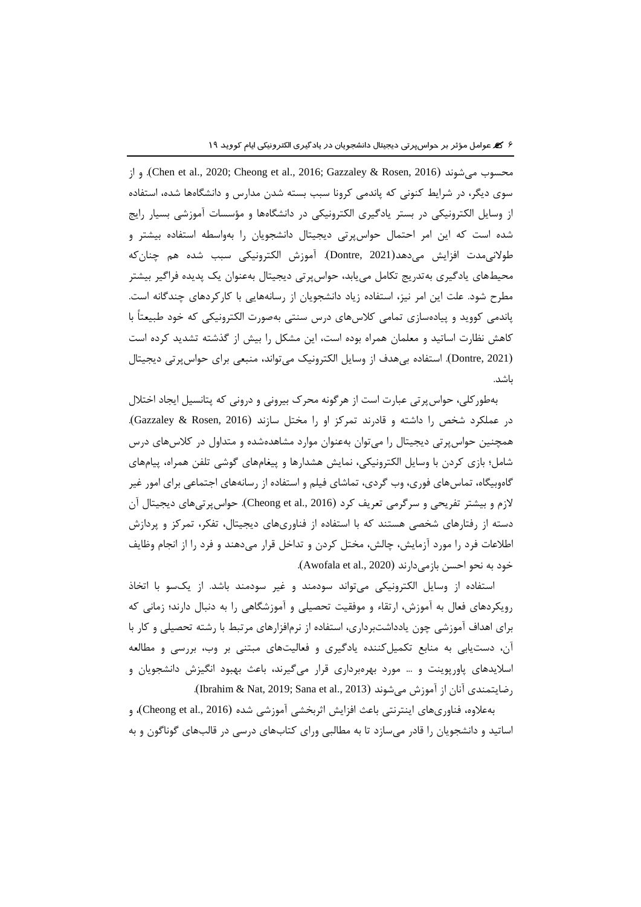محسوب می‌شوند (Chen et al., 2020; Cheong et al., 2016; Gazzaley & Rosen, 2016). و از سوی دیگر، در شرایط کنونی که پاندمی کرونا سبب بسته شدن مدارس و دانشگاه‌ها شده، استفاده از وسایل الکترونیکی در بستر یادگیری الکترونیکی در دانشگاه‌ها و مؤسسات آموزشی بسیار رایج شده است که این امر احتمال حواس‌پرتی دیجیتال دانشجویان را به‌واسطه استفاده بیشتر و طولانی‌مدت افزایش می‌دهد(Dontre, 2021). آموزش الکترونیکی سبب شده هم چنان‌که محیط‌های یادگیری به‌تدریج تکامل می‌یابد، حواس‌پرتی دیجیتال به‌عنوان یک پدیده فراگیر بیشتر مطرح شود. علت این امر نیز، استفاده زیاد دانشجویان از رسانه‌هایی با کارکردهای چندگانه است. پاندمی کووید و پیاده‌سازی تمامی کلاس‌های درس سنتی به‌صورت الکترونیکی که خود طبیعتاً با کاهش نظارت اساتید و معلمان همراه بوده است، این مشکل را بیش از گذشته تشدید کرده است (Dontre, 2021). استفاده بی‌هدف از وسایل الکترونیک می‌تواند، منبعی برای حواس‌پرتی دیجیتال باشد.

به‌طورکلی، حواس‌پرتی عبارت است از هرگونه محرک بیرونی و درونی که پتانسیل ایجاد اختلال در عملکرد شخص را داشته و قادرند تمرکز او را مختل سازند (Gazzaley & Rosen, 2016). همچنین حواس‌پرتی دیجیتال را می‌توان به‌عنوان موارد مشاهده‌شده و متداول در کلاس‌های درس شامل؛ بازی کردن با وسایل الکترونیکی، نمایش هشدارها و پیغام‌های گوشی تلفن همراه، پیام‌های گاه‌وبیگاه، تماس‌های فوری، وب گردی، تماشای فیلم و استفاده از رسانه‌های اجتماعی برای امور غیر لازم و بیشتر تفریحی و سرگرمی تعریف کرد (Cheong et al., 2016). حواس‌پرتی‌های دیجیتال آن دسته از رفتارهای شخصی هستند که با استفاده از فناوری‌های دیجیتال، تفکر، تمرکز و پردازش اطلاعات فرد را مورد آزمایش، چالش، مختل کردن و تداخل قرار می‌دهند و فرد را از انجام وظایف خود به نحو احسن بازمی‌دارند (Awofala et al., 2020).

استفاده از وسایل الکترونیکی می‌تواند سودمند و غیر سودمند باشد. از یک‌سو با اتخاذ رویکردهای فعال به آموزش، ارتقاء و موفقیت تحصیلی و آموزشگاهی را به دنبال دارند؛ زمانی که برای اهداف آموزشی چون یادداشت‌برداری، استفاده از نرم‌افزارهای مرتبط با رشته تحصیلی و کار با آن، دست‌یابی به منابع تکمیل‌کننده یادگیری و فعالیت‌های مبتنی بر وب، بررسی و مطالعه اسلایدهای پاورپوینت و ... مورد بهره‌برداری قرار می‌گیرند، باعث بهبود انگیزش دانشجویان و رضایتمندی آنان از آموزش می‌شوند (Ibrahim & Nat, 2019; Sana et al., 2013).

به‌علاوه، فناوری‌های اینترنتی باعث افزایش اثربخشی آموزشی شده (Cheong et al., 2016)، و اساتید و دانشجویان را قادر می‌سازد تا به مطالبی ورای کتاب‌های درسی در قالب‌های گوناگون و به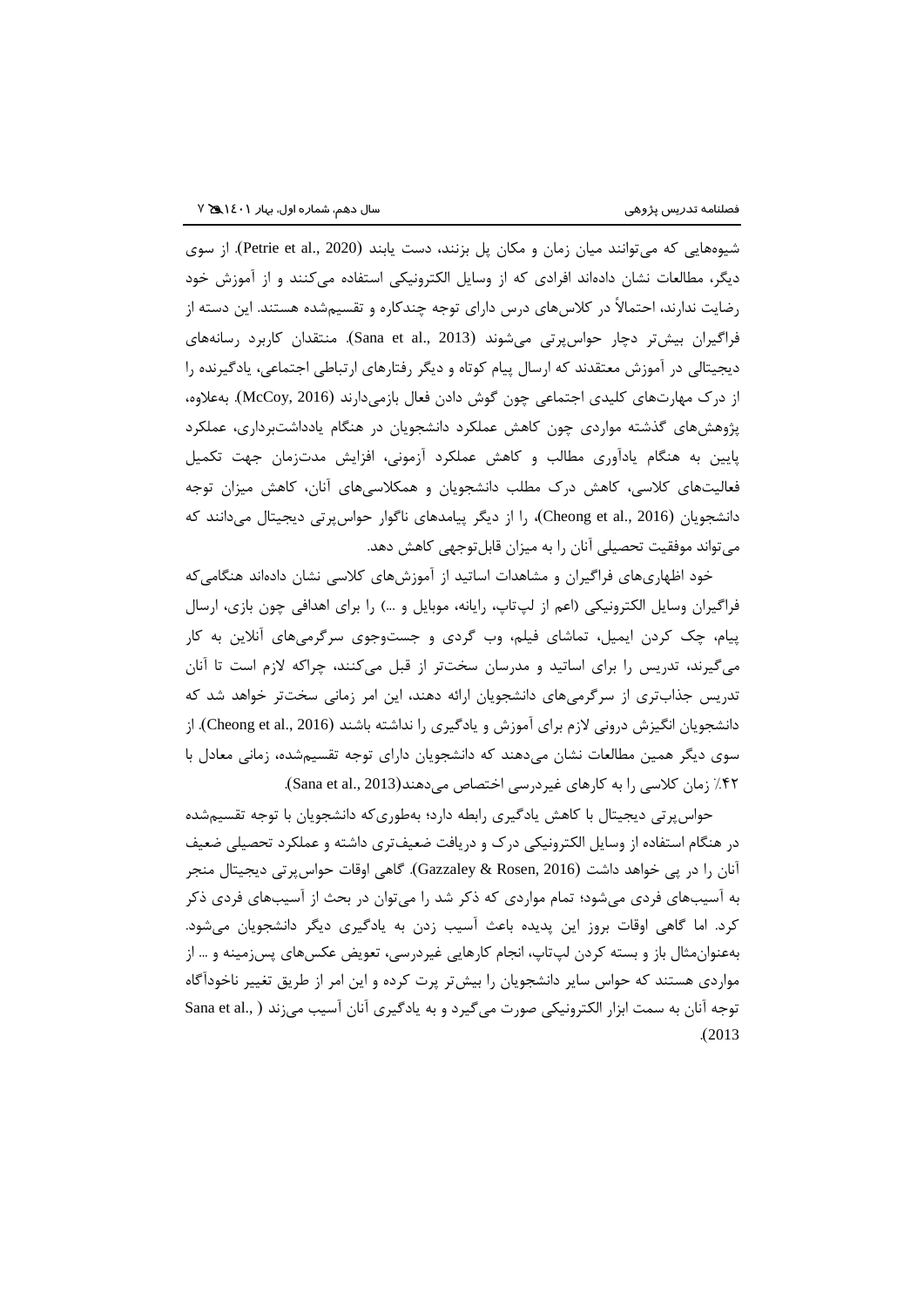شیوه‌هایی که می‌توانند میان زمان و مکان پل بزنند، دست یابند (Petrie et al., 2020). از سوی دیگر، مطالعات نشان داده‌اند افرادی که از وسایل الکترونیکی استفاده می‌کنند و از آموزش خود رضایت ندارند، احتمالاً در کلاس‌های درس دارای توجه چندکاره و تقسیم‌شده هستند. این دسته از فراگیران بیش‌تر دچار حواس‌پرتی می‌شوند (Sana et al., 2013). منتقدان کاربرد رسانه‌های دیجیتالی در آموزش معتقدند که ارسال پیام کوتاه و دیگر رفتارهای ارتباطی اجتماعی، یادگیرنده را از درک مهارت‌های کلیدی اجتماعی چون گوش دادن فعال بازمی‌دارند (McCoy, 2016). به‌علاوه، پژوهش‌های گذشته مواردی چون کاهش عملکرد دانشجویان در هنگام یادداشت‌برداری، عملکرد پایین به هنگام یادآوری مطالب و کاهش عملکرد آزمونی، افزایش مدت‌زمان جهت تکمیل فعالیت‌های کلاسی، کاهش درک مطلب دانشجویان و همکلاسی‌های آنان، کاهش میزان توجه دانشجویان (Cheong et al., 2016)، را از دیگر پیامدهای ناگوار حواس‌پرتی دیجیتال می‌دانند که می‌تواند موفقیت تحصیلی آنان را به میزان قابل‌توجهی کاهش دهد.

خود اظهاری‌های فراگیران و مشاهدات اساتید از آموزش‌های کلاسی نشان داده‌اند هنگامی‌که فراگیران وسایل الکترونیکی (اعم از لپ‌تاپ، رایانه، موبایل و ...) را برای اهدافی چون بازی، ارسال پیام، چک کردن ایمیل، تماشای فیلم، وب گردی و جست‌وجوی سرگرمی‌های آنلاین به کار می‌گیرند، تدریس را برای اساتید و مدرسان سخت‌تر از قبل می‌کنند، چراکه لازم است تا آنان تدریس جذاب‌تری از سرگرمی‌های دانشجویان ارائه دهند، این امر زمانی سخت‌تر خواهد شد که دانشجویان انگیزش درونی لازم برای آموزش و یادگیری را نداشته باشند (Cheong et al., 2016). از سوی دیگر همین مطالعات نشان می‌دهند که دانشجویان دارای توجه تقسیم‌شده، زمانی معادل با ۴۲٪ زمان کلاسی را به کارهای غیردرسی اختصاص می‌دهند(Sana et al., 2013).

حواس‌پرتی دیجیتال با کاهش یادگیری رابطه دارد؛ به‌طوری‌که دانشجویان با توجه تقسیم‌شده در هنگام استفاده از وسایل الکترونیکی درک و دریافت ضعیف‌تری داشته و عملکرد تحصیلی ضعیف آنان را در پی خواهد داشت (Gazzaley & Rosen, 2016). گاهی اوقات حواس‌پرتی دیجیتال منجر به آسیب‌های فردی می‌شود؛ تمام مواردی که ذکر شد را می‌توان در بحث از آسیب‌های فردی ذکر کرد. اما گاهی اوقات بروز این پدیده باعث آسیب زدن به یادگیری دیگر دانشجویان می‌شود. به‌عنوان‌مثال باز و بسته کردن لپ‌تاپ، انجام کارهایی غیردرسی، تعویض عکس‌های پس‌زمینه و ... از مواردی هستند که حواس سایر دانشجویان را بیش‌تر پرت کرده و این امر از طریق تغییر ناخودآگاه توجه آنان به سمت ابزار الکترونیکی صورت می‌گیرد و به یادگیری آنان آسیب می‌زند (Sana et al., 2013).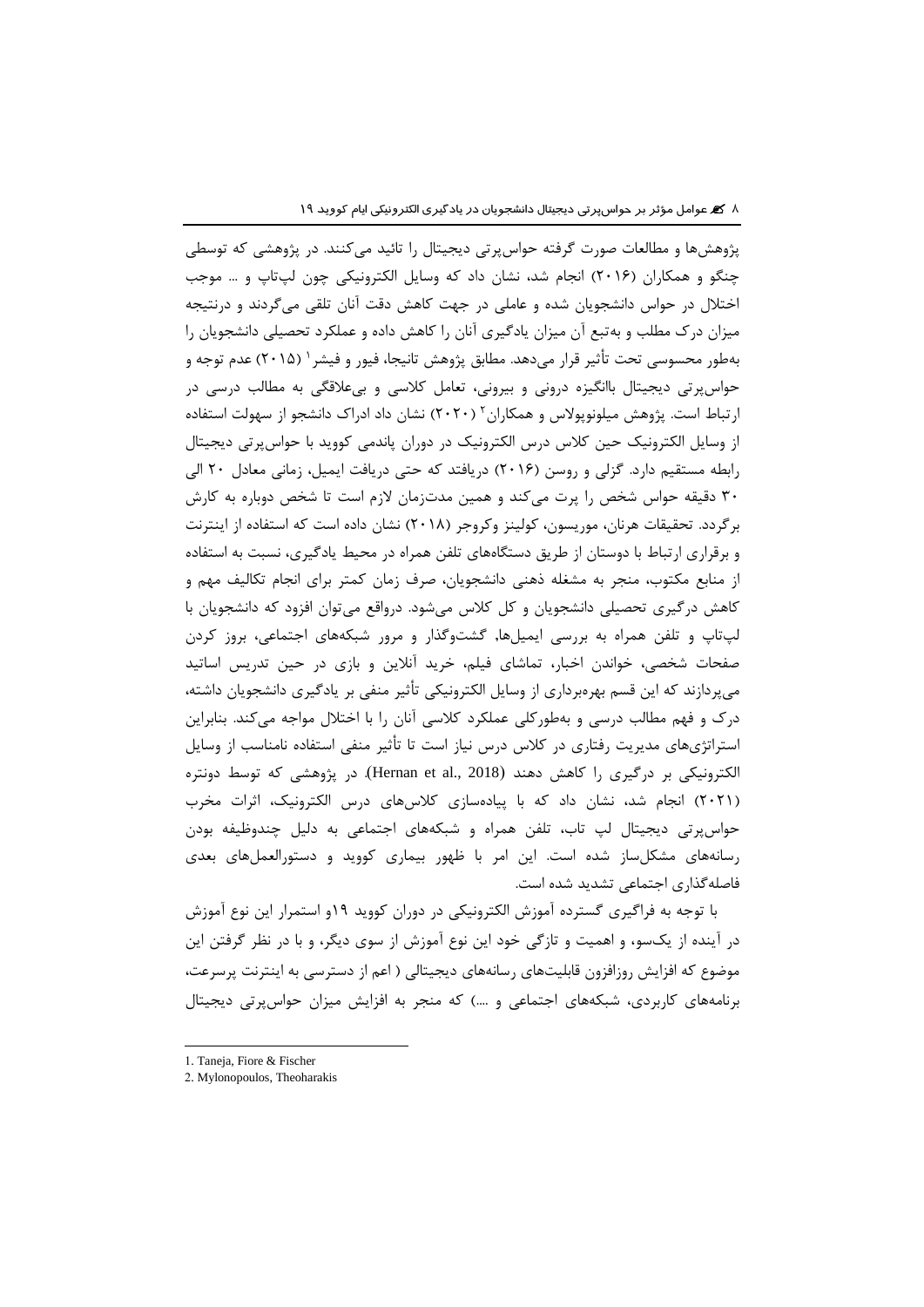پژوهش‌ها و مطالعات صورت گرفته حواس‌پرتی دیجیتال را تائید می‌کنند. در پژوهشی که توسطی چنگو و همکاران (۲۰۱۶) انجام شد، نشان داد که وسایل الکترونیکی چون لپ‌تاپ و ... موجب اختلال در حواس دانشجویان شده و عاملی در جهت کاهش دقت آنان تلقی می‌گردند و درنتیجه میزان درک مطلب و به‌تبع آن میزان یادگیری آنان را کاهش داده و عملکرد تحصیلی دانشجویان را به‌طور محسوسی تحت تأثیر قرار می‌دهد. مطابق پژوهش تانیجا، فیور و فیشر[1] (۲۰۱۵) عدم توجه و حواس‌پرتی دیجیتال باانگیزه درونی و بیرونی، تعامل کلاسی و بی‌علاقگی به مطالب درسی در ارتباط است. پژوهش میلونوپولاس و همکاران[2] (۲۰۲۰) نشان داد ادراک دانشجو از سهولت استفاده از وسایل الکترونیک حین کلاس درس الکترونیک در دوران پاندمی کووید با حواس‌پرتی دیجیتال رابطه مستقیم دارد. گزلی و روسن (۲۰۱۶) دریافتد که حتی دریافت ایمیل، زمانی معادل ۲۰ الی ۳۰ دقیقه حواس شخص را پرت می‌کند و همین مدت‌زمان لازم است تا شخص دوباره به کارش برگردد. تحقیقات هرنان، موریسون، کولینز وکروجر (۲۰۱۸) نشان داده است که استفاده از اینترنت و برقراری ارتباط با دوستان از طریق دستگاه‌های تلفن همراه در محیط یادگیری، نسبت به استفاده از منابع مکتوب، منجر به مشغله ذهنی دانشجویان، صرف زمان کمتر برای انجام تکالیف مهم و کاهش درگیری تحصیلی دانشجویان و کل کلاس می‌شود. درواقع می‌توان افزود که دانشجویان با لپ‌تاپ و تلفن همراه به بررسی ایمیل‌ها, گشت‌وگذار و مرور شبکه‌های اجتماعی، بروز کردن صفحات شخصی، خواندن اخبار، تماشای فیلم، خرید آنلاین و بازی در حین تدریس اساتید می‌پردازند که این قسم بهره‌برداری از وسایل الکترونیکی تأثیر منفی بر یادگیری دانشجویان داشته، درک و فهم مطالب درسی و به‌طورکلی عملکرد کلاسی آنان را با اختلال مواجه می‌کند. بنابراین استراتژی‌های مدیریت رفتاری در کلاس درس نیاز است تا تأثیر منفی استفاده نامناسب از وسایل الکترونیکی بر درگیری را کاهش دهند (Hernan et al., 2018). در پژوهشی که توسط دونتره (۲۰۲۱) انجام شد، نشان داد که با پیاده‌سازی کلاس‌های درس الکترونیک، اثرات مخرب حواس‌پرتی دیجیتال لپ تاپ، تلفن همراه و شبکه‌های اجتماعی به دلیل چندوظیفه بودن رسانه‌های مشکل‌ساز شده است. این امر با ظهور بیماری کووید و دستورالعمل‌های بعدی فاصله‌گذاری اجتماعی تشدید شده است.

با توجه به فراگیری گسترده آموزش الکترونیکی در دوران کووید ۱۹و استمرار این نوع آموزش در آینده از یک‌سو، و اهمیت و تازگی خود این نوع آموزش از سوی دیگر، و با در نظر گرفتن این موضوع که افزایش روزافزون قابلیت‌های رسانه‌های دیجیتالی ( اعم از دسترسی به اینترنت پرسرعت، برنامه‌های کاربردی، شبکه‌های اجتماعی و ....) که منجر به افزایش میزان حواس‌پرتی دیجیتال

---

1. Taneja, Fiore & Fischer
2. Mylonopoulos, Theoharakis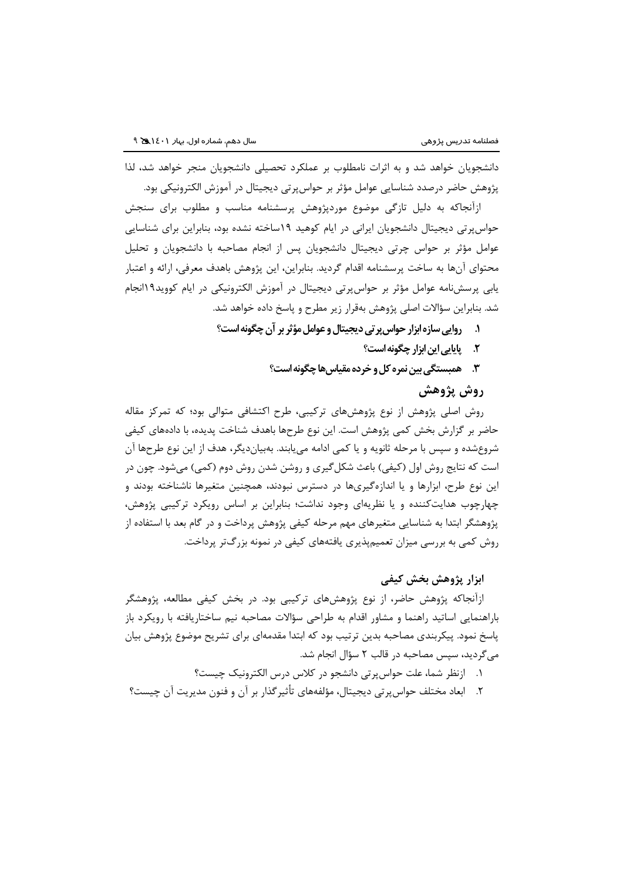دانشجویان خواهد شد و به اثرات نامطلوب بر عملکرد تحصیلی دانشجویان منجر خواهد شد، لذا پژوهش حاضر درصدد شناسایی عوامل مؤثر بر حواس‌پرتی دیجیتال در آموزش الکترونیکی بود.

ازآنجاکه به دلیل تازگی موضوع موردپژوهش پرسشنامه مناسب و مطلوب برای سنجش حواس‌پرتی دیجیتال دانشجویان ایرانی در ایام کوهید ۱۹ساخته نشده بود، بنابراین برای شناسایی عوامل مؤثر بر حواس چرتی دیجیتال دانشجویان پس از انجام مصاحبه با دانشجویان و تحلیل محتوای آن‌ها به ساخت پرسشنامه اقدام گردید. بنابراین، این پژوهش باهدف معرفی، ارائه و اعتبار یابی پرسش‌نامه عوامل مؤثر بر حواس‌پرتی دیجیتال در آموزش الکترونیکی در ایام کووید۱۹انجام شد. بنابراین سؤالات اصلی پژوهش به‌قرار زیر مطرح و پاسخ داده خواهد شد.

1. **روایی سازه ابزار حواس‌پرتی دیجیتال و عوامل مؤثر بر آن چگونه است؟**
2. **پایایی این ابزار چگونه است؟**
3. **همبستگی بین نمره کل و خرده مقیاس‌ها چگونه است؟**

## روش پژوهش

روش اصلی پژوهش از نوع پژوهش‌های ترکیبی، طرح اکتشافی متوالی بود؛ که تمرکز مقاله حاضر بر گزارش بخش کمی پژوهش است. این نوع طرح‌ها باهدف شناخت پدیده، با داده‌های کیفی شروع‌شده و سپس با مرحله ثانویه و یا کمی ادامه می‌یابند. به‌بیان‌دیگر، هدف از این نوع طرح‌ها آن است که نتایج روش اول (کیفی) باعث شکل‌گیری و روشن شدن روش دوم (کمی) می‌شود. چون در این نوع طرح، ابزارها و یا اندازه‌گیری‌ها در دسترس نبودند، همچنین متغیرها ناشناخته بودند و چهارچوب هدایت‌کننده و یا نظریه‌ای وجود نداشت؛ بنابراین بر اساس رویکرد ترکیبی پژوهش، پژوهشگر ابتدا به شناسایی متغیرهای مهم مرحله کیفی پژوهش پرداخت و در گام بعد با استفاده از روش کمی به بررسی میزان تعمیم‌پذیری یافته‌های کیفی در نمونه بزرگ‌تر پرداخت.

### ابزار پژوهش بخش کیفی

ازآنجاکه پژوهش حاضر، از نوع پژوهش‌های ترکیبی بود. در بخش کیفی مطالعه، پژوهشگر باراهنمایی اساتید راهنما و مشاور اقدام به طراحی سؤالات مصاحبه نیم ساختاریافته با رویکرد باز پاسخ نمود. پیکربندی مصاحبه بدین ترتیب بود که ابتدا مقدمه‌ای برای تشریح موضوع پژوهش بیان می‌گردید، سپس مصاحبه در قالب ۲ سؤال انجام شد.

1. ازنظر شما، علت حواس‌پرتی دانشجو در کلاس درس الکترونیک چیست؟
2. ابعاد مختلف حواس‌پرتی دیجیتال، مؤلفه‌های تأثیرگذار بر آن و فنون مدیریت آن چیست؟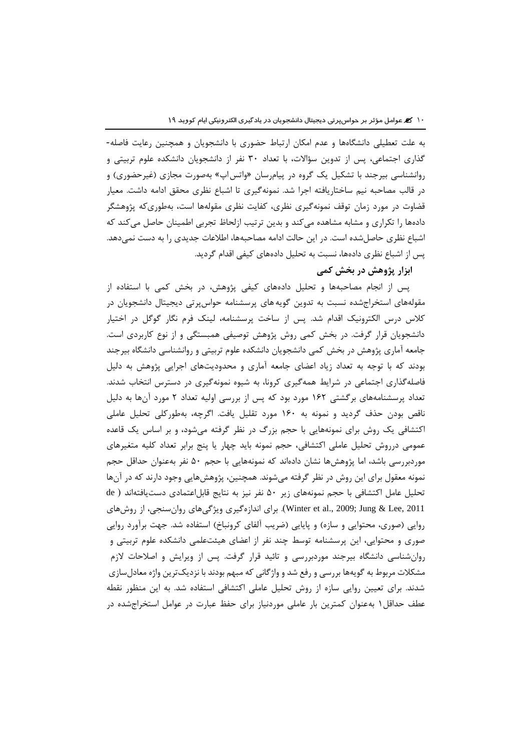به علت تعطیلی دانشگاه‌ها و عدم امکان ارتباط حضوری با دانشجویان و همچنین رعایت فاصله‌گذاری اجتماعی، پس از تدوین سؤالات، با تعداد ۳۰ نفر از دانشجویان دانشکده علوم تربیتی و روانشناسی بیرجند با تشکیل یک گروه در پیام‌رسان «واتس‌اپ» به‌صورت مجازی (غیرحضوری) و در قالب مصاحبه نیم ساختاریافته اجرا شد. نمونه‌گیری تا اشباع نظری محقق ادامه داشت. معیار قضاوت در مورد زمان توقف نمونه‌گیری نظری، کفایت نظری مقوله‌ها است، به‌طوری‌که پژوهشگر داده‌ها را تکراری و مشابه مشاهده می‌کند و بدین ترتیب ازلحاظ تجربی اطمینان حاصل می‌کند که اشباع نظری حاصل‌شده است. در این حالت ادامه مصاحبه‌ها، اطلاعات جدیدی را به دست نمی‌دهد. پس از اشباع نظری داده‌ها، نسبت به تحلیل داده‌های کیفی اقدام گردید.

### ابزار پژوهش در بخش کمی

پس از انجام مصاحبه‌ها و تحلیل داده‌های کیفی پژوهش، در بخش کمی با استفاده از مقوله‌های استخراج‌شده نسبت به تدوین گویه‌های پرسشنامه حواس‌پرتی دیجیتال دانشجویان در کلاس درس الکترونیک اقدام شد. پس از ساخت پرسشنامه، لینک فرم نگار گوگل در اختیار دانشجویان قرار گرفت. در بخش کمی روش پژوهش توصیفی همبستگی و از نوع کاربردی است. جامعه آماری پژوهش در بخش کمی دانشجویان دانشکده علوم تربیتی و روانشناسی دانشگاه بیرجند بودند که با توجه به تعداد زیاد اعضای جامعه آماری و محدودیت‌های اجرایی پژوهش به دلیل فاصله‌گذاری اجتماعی در شرایط همه‌گیری کرونا، به شیوه نمونه‌گیری در دسترس انتخاب شدند. تعداد پرسشنامه‌های برگشتی ۱۶۲ مورد بود که پس از بررسی اولیه تعداد ۲ مورد آن‌ها به دلیل ناقص بودن حذف گردید و نمونه به ۱۶۰ مورد تقلیل یافت. اگرچه، به‌طورکلی تحلیل عاملی اکتشافی یک روش برای نمونه‌هایی با حجم بزرگ در نظر گرفته می‌شود، و بر اساس یک قاعده عمومی درروش تحلیل عاملی اکتشافی، حجم نمونه باید چهار یا پنج برابر تعداد کلیه متغیرهای موردبررسی باشد، اما پژوهش‌ها نشان داده‌اند که نمونه‌هایی با حجم ۵۰ نفر به‌عنوان حداقل حجم نمونه معقول برای این روش در نظر گرفته می‌شوند. همچنین، پژوهش‌هایی وجود دارند که در آن‌ها تحلیل عامل اکتشافی با حجم نمونه‌های زیر ۵۰ نفر نیز به نتایج قابل‌اعتمادی دست‌یافته‌اند (de Winter et al., 2009; Jung & Lee, 2011). برای اندازه‌گیری ویژگی‌های روان‌سنجی، از روش‌های روایی (صوری، محتوایی و سازه) و پایایی (ضریب آلفای کرونباخ) استفاده شد. جهت برآورد روایی صوری و محتوایی، این پرسشنامه توسط چند نفر از اعضای هیئت‌علمی دانشکده علوم تربیتی و روان‌شناسی دانشگاه بیرجند موردبررسی و تائید قرار گرفت. پس از ویرایش و اصلاحات لازم مشکلات مربوط به گویه‌ها بررسی و رفع شد و واژگانی که مبهم بودند با نزدیک‌ترین واژه معادل‌سازی شدند. برای تعیین روایی سازه از روش تحلیل عاملی اکتشافی استفاده شد. به این منظور نقطه عطف حداقل[۱] به‌عنوان کمترین بار عاملی موردنیاز برای حفظ عبارت در عوامل استخراج‌شده در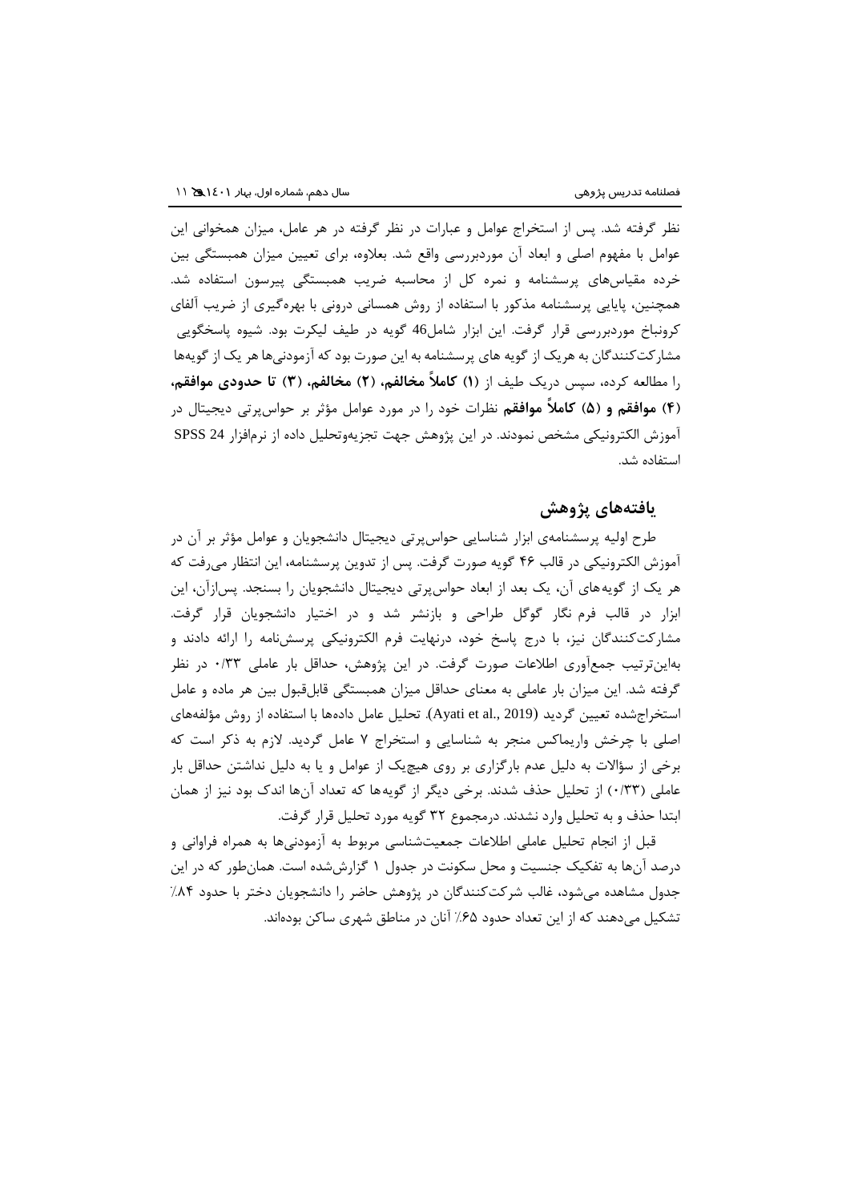نظر گرفته شد. پس از استخراج عوامل و عبارات در نظر گرفته در هر عامل، میزان همخوانی این عوامل با مفهوم اصلی و ابعاد آن موردبررسی واقع شد. بعلاوه، برای تعیین میزان همبستگی بین خرده مقیاس‌های پرسشنامه و نمره کل از محاسبه ضریب همبستگی پیرسون استفاده شد. همچنین، پایایی پرسشنامه مذکور با استفاده از روش همسانی درونی با بهره‌گیری از ضریب آلفای کرونباخ موردبررسی قرار گرفت. این ابزار شامل46 گویه در طیف لیکرت بود. شیوه پاسخگویی مشارکت‌کنندگان به هریک از گویه های پرسشنامه به این صورت بود که آزمودنی‌ها هر یک از گویه‌ها را مطالعه کرده، سپس دریک طیف از **(۱) کاملاً مخالفم، (۲) مخالفم، (۳) تا حدودی موافقم، (۴) موافقم و (۵) کاملاً موافقم** نظرات خود را در مورد عوامل مؤثر بر حواس‌پرتی دیجیتال در آموزش الکترونیکی مشخص نمودند. در این پژوهش جهت تجزیه‌وتحلیل داده از نرم‌افزار SPSS 24 استفاده شد.

## یافته‌های پژوهش

طرح اولیه پرسشنامه‌ی ابزار شناسایی حواس‌پرتی دیجیتال دانشجویان و عوامل مؤثر بر آن در آموزش الکترونیکی در قالب ۴۶ گویه صورت گرفت. پس از تدوین پرسشنامه، این انتظار می‌رفت که هر یک از گویه‌های آن، یک بعد از ابعاد حواس‌پرتی دیجیتال دانشجویان را بسنجد. پس‌ازآن، این ابزار در قالب فرم نگار گوگل طراحی و بازنشر شد و در اختیار دانشجویان قرار گرفت. مشارکت‌کنندگان نیز، با درج پاسخ خود، درنهایت فرم الکترونیکی پرسش‌نامه را ارائه دادند و به‌این‌ترتیب جمع‌آوری اطلاعات صورت گرفت. در این پژوهش، حداقل بار عاملی ۰/۳۳ در نظر گرفته شد. این میزان بار عاملی به معنای حداقل میزان همبستگی قابل‌قبول بین هر ماده و عامل استخراج‌شده تعیین گردید (Ayati et al., 2019). تحلیل عامل داده‌ها با استفاده از روش مؤلفه‌های اصلی با چرخش واریماکس منجر به شناسایی و استخراج ۷ عامل گردید. لازم به ذکر است که برخی از سؤالات به دلیل عدم بارگزاری بر روی هیچ‌یک از عوامل و یا به دلیل نداشتن حداقل بار عاملی (۰/۳۳) از تحلیل حذف شدند. برخی دیگر از گویه‌ها که تعداد آن‌ها اندک بود نیز از همان ابتدا حذف و به تحلیل وارد نشدند. درمجموع ۳۲ گویه مورد تحلیل قرار گرفت.

قبل از انجام تحلیل عاملی اطلاعات جمعیت‌شناسی مربوط به آزمودنی‌ها به همراه فراوانی و درصد آن‌ها به تفکیک جنسیت و محل سکونت در جدول ۱ گزارش‌شده است. همان‌طور که در این جدول مشاهده می‌شود، غالب شرکت‌کنندگان در پژوهش حاضر را دانشجویان دختر با حدود ۸۴٪ تشکیل می‌دهند که از این تعداد حدود ۶۵٪ آنان در مناطق شهری ساکن بوده‌اند.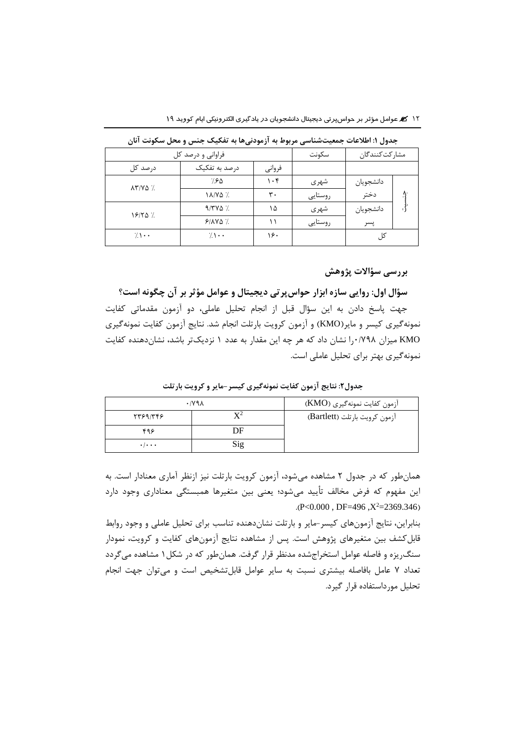**جدول ۱: اطلاعات جمعیت‌شناسی مربوط به آزمودنی‌ها به تفکیک جنس و محل سکونت آنان**

| مشارکت‌کنندگان | | سکونت | فراوانی و درصد کل | | |
|---|---|---|---|---|---|
| | | | فروانی | درصد به تفکیک | درصد کل |
| جنسیت | دانشجویان دختر | شهری | ۱۰۴ | ۶۵٪ | ۸۳/۷۵ ٪ |
| | | روستایی | ۳۰ | ۱۸/۷۵ ٪ | |
| | دانشجویان پسر | شهری | ۱۵ | ۹/۳۷۵ ٪ | ۱۶/۲۵ ٪ |
| | | روستایی | ۱۱ | ۶/۸۷۵ ٪ | |
| کل | | | ۱۶۰ | ٪۱۰۰ | ٪۱۰۰ |

## بررسی سؤالات پژوهش

### سؤال اول: روایی سازه ابزار حواس‌پرتی دیجیتال و عوامل مؤثر بر آن چگونه است؟

جهت پاسخ دادن به این سؤال قبل از انجام تحلیل عاملی، دو آزمون مقدماتی کفایت نمونه‌گیری کیسر و مایر(KMO) و آزمون کرویت بارتلت انجام شد. نتایج آزمون کفایت نمونه‌گیری KMO میزان ۰/۷۹۸را نشان داد که هر چه این مقدار به عدد ۱ نزدیک‌تر باشد، نشان‌دهنده کفایت نمونه‌گیری بهتر برای تحلیل عاملی است.

**جدول۲: نتایج آزمون کفایت نمونه‌گیری کیسر-مایر و کرویت بارتلت**

| آزمون کفایت نمونه‌گیری (KMO) | ۰/۷۹۸ | |
|---|---|---|
| آزمون کرویت بارتلت (Bartlett) | $X^2$ | ۲۳۶۹/۳۴۶ |
| | DF | ۴۹۶ |
| | Sig | ۰/۰۰۰ |

همان‌طور که در جدول ۲ مشاهده می‌شود، آزمون کرویت بارتلت نیز ازنظر آماری معنادار است. به این مفهوم که فرض مخالف تأیید می‌شود؛ یعنی بین متغیرها همبستگی معناداری وجود دارد ($P<0.000$ , $DF=496$ ,$X^2=2369.346$).

بنابراین، نتایج آزمون‌های کیسر-مایر و بارتلت نشان‌دهنده تناسب برای تحلیل عاملی و وجود روابط قابل‌کشف بین متغیرهای پژوهش است. پس از مشاهده نتایج آزمون‌های کفایت و کرویت، نمودار سنگ‌ریزه و فاصله عوامل استخراج‌شده مدنظر قرار گرفت. همان‌طور که در شکل۱ مشاهده می‌گردد تعداد ۷ عامل بافاصله بیشتری نسبت به سایر عوامل قابل‌تشخیص است و می‌توان جهت انجام تحلیل مورداستفاده قرار گیرد.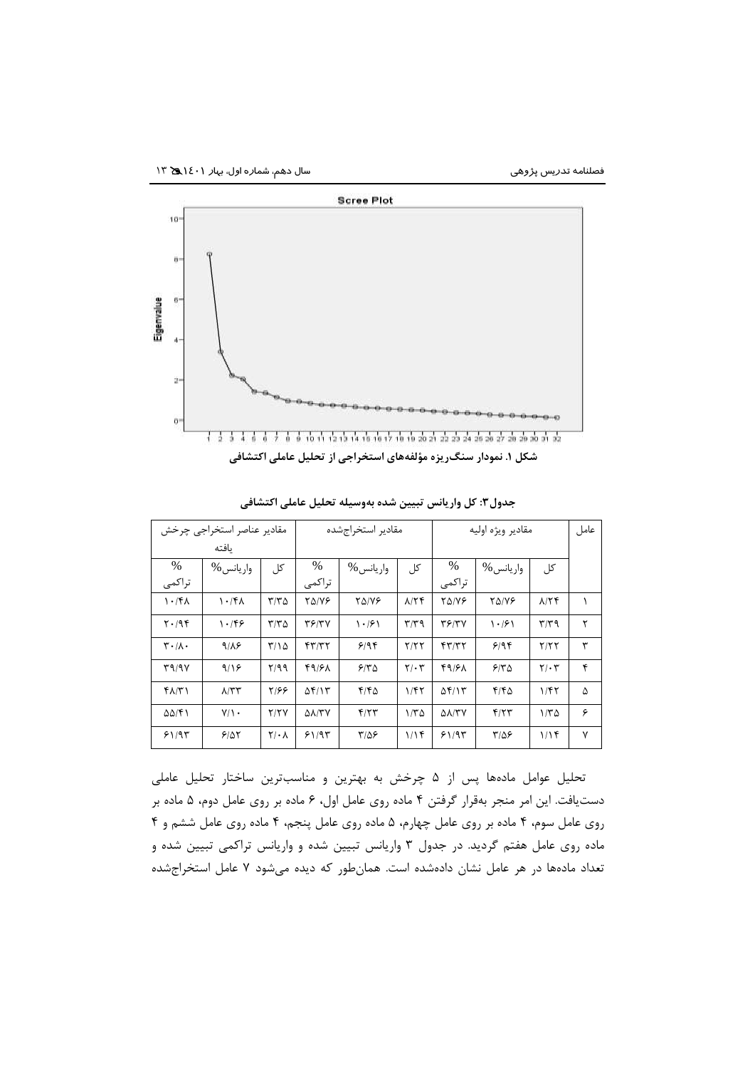شکل ۱. نمودار سنگ‌ریزه مؤلفه‌های استخراجی از تحلیل عاملی اکتشافی

**جدول۳: کل واریانس تبیین شده به‌وسیله تحلیل عاملی اکتشافی**

| عامل | مقادیر ویژه اولیه | | | مقادیر استخراج‌شده | | | مقادیر عناصر استخراجی چرخش یافته | | |
|---|---|---|---|---|---|---|---|---|---|
| | کل | واریانس% | % تراکمی | کل | واریانس% | % تراکمی | کل | واریانس% | % تراکمی |
| ۱ | ۸/۲۴ | ۲۵/۷۶ | ۲۵/۷۶ | ۸/۲۴ | ۲۵/۷۶ | ۲۵/۷۶ | ۳/۳۵ | ۱۰/۴۸ | ۱۰/۴۸ |
| ۲ | ۳/۳۹ | ۱۰/۶۱ | ۳۶/۳۷ | ۳/۳۹ | ۱۰/۶۱ | ۳۶/۳۷ | ۳/۳۵ | ۱۰/۴۶ | ۲۰/۹۴ |
| ۳ | ۲/۲۲ | ۶/۹۴ | ۴۳/۳۲ | ۲/۲۲ | ۶/۹۴ | ۴۳/۳۲ | ۳/۱۵ | ۹/۸۶ | ۳۰/۸۰ |
| ۴ | ۲/۰۳ | ۶/۳۵ | ۴۹/۶۸ | ۲/۰۳ | ۶/۳۵ | ۴۹/۶۸ | ۲/۹۹ | ۹/۱۶ | ۳۹/۹۷ |
| ۵ | ۱/۴۲ | ۴/۴۵ | ۵۴/۱۳ | ۱/۴۲ | ۴/۴۵ | ۵۴/۱۳ | ۲/۶۶ | ۸/۳۳ | ۴۸/۳۱ |
| ۶ | ۱/۳۵ | ۴/۲۳ | ۵۸/۳۷ | ۱/۳۵ | ۴/۲۳ | ۵۸/۳۷ | ۲/۲۷ | ۷/۱۰ | ۵۵/۴۱ |
| ۷ | ۱/۱۴ | ۳/۵۶ | ۶۱/۹۳ | ۱/۱۴ | ۳/۵۶ | ۶۱/۹۳ | ۲/۰۸ | ۶/۵۲ | ۶۱/۹۳ |

تحلیل عوامل ماده‌ها پس از ۵ چرخش به بهترین و مناسب‌ترین ساختار تحلیل عاملی دست‌یافت. این امر منجر به‌قرار گرفتن ۴ ماده روی عامل اول، ۶ ماده بر روی عامل دوم، ۵ ماده بر روی عامل سوم، ۴ ماده بر روی عامل چهارم، ۵ ماده روی عامل پنجم، ۴ ماده روی عامل ششم و ۴ ماده روی عامل هفتم گردید. در جدول ۳ واریانس تبیین شده و واریانس تراکمی تبیین شده و تعداد ماده‌ها در هر عامل نشان داده‌شده است. همان‌طور که دیده می‌شود ۷ عامل استخراج‌شده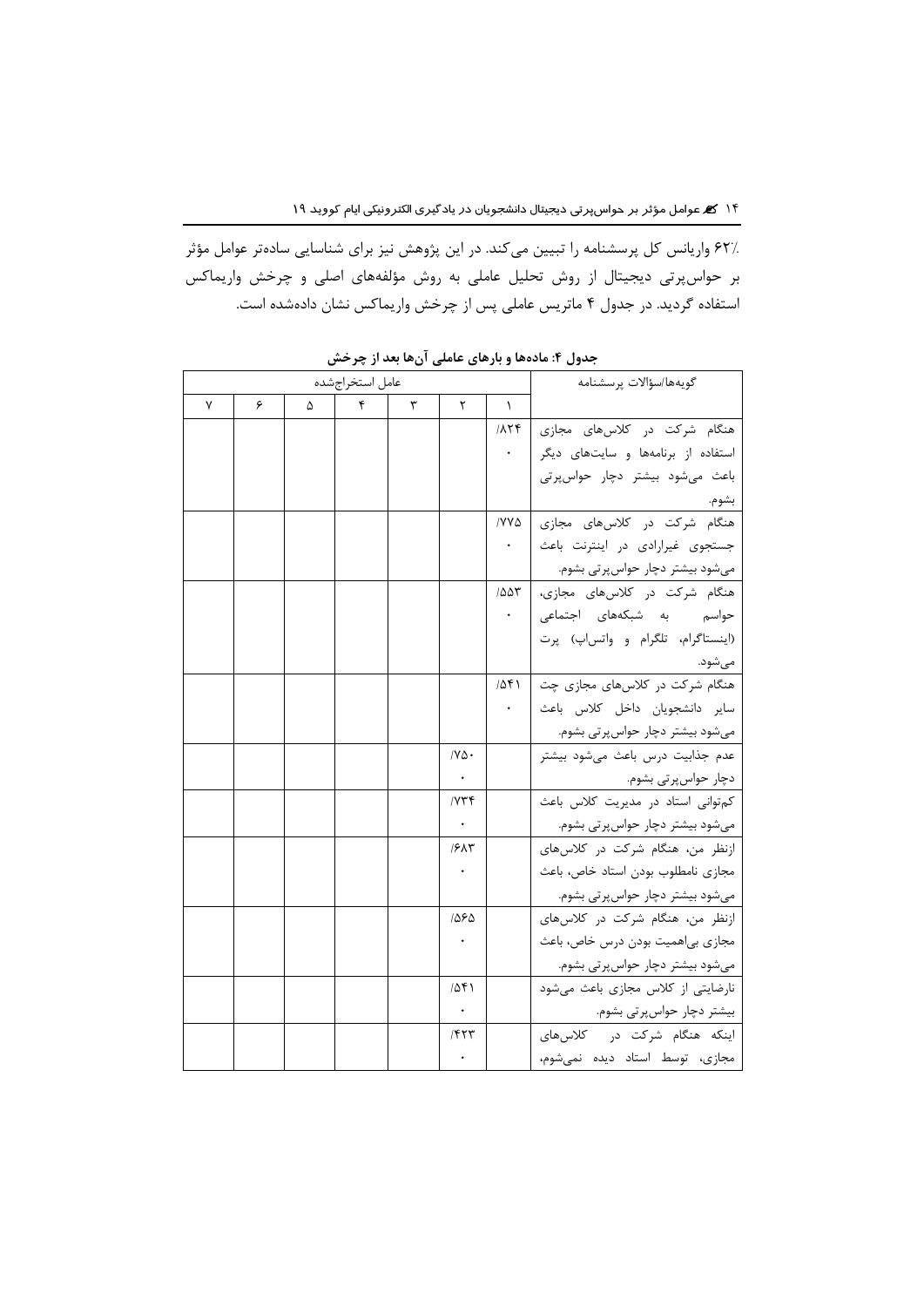٪۶۲ واریانس کل پرسشنامه را تبیین می‌کند. در این پژوهش نیز برای شناسایی ساده‌تر عوامل مؤثر بر حواس‌پرتی دیجیتال از روش تحلیل عاملی به روش مؤلفه‌های اصلی و چرخش واریماکس استفاده گردید. در جدول ۴ ماتریس عاملی پس از چرخش واریماکس نشان داده‌شده است.

**جدول ۴: ماده‌ها و بارهای عاملی آن‌ها بعد از چرخش**

| گویه‌ها/سؤالات پرسشنامه | عامل استخراج‌شده | | | | | | |
|---|---|---|---|---|---|---|---|
| | ۱ | ۲ | ۳ | ۴ | ۵ | ۶ | ۷ |
| هنگام شرکت در کلاس‌های مجازی استفاده از برنامه‌ها و سایت‌های دیگر باعث می‌شود بیشتر دچار حواس‌پرتی بشوم. | /۸۲۴ ٠ | | | | | | |
| هنگام شرکت در کلاس‌های مجازی جستجوی غیرارادی در اینترنت باعث می‌شود بیشتر دچار حواس‌پرتی بشوم. | /۷۷۵ ٠ | | | | | | |
| هنگام شرکت در کلاس‌های مجازی، حواسم به شبکه‌های اجتماعی (اینستاگرام، تلگرام و واتس‌اپ) پرت می‌شود. | /۵۵۳ ٠ | | | | | | |
| هنگام شرکت در کلاس‌های مجازی چت سایر دانشجویان داخل کلاس باعث می‌شود بیشتر دچار حواس‌پرتی بشوم. | /۵۴۱ ٠ | | | | | | |
| عدم جذابیت درس باعث می‌شود بیشتر دچار حواس‌پرتی بشوم. | | /۷۵٠ ٠ | | | | | |
| کم‌توانی استاد در مدیریت کلاس باعث می‌شود بیشتر دچار حواس‌پرتی بشوم. | | /۷۳۴ ٠ | | | | | |
| ازنظر من، هنگام شرکت در کلاس‌های مجازی نامطلوب بودن استاد خاص، باعث می‌شود بیشتر دچار حواس‌پرتی بشوم. | | /۶۸۳ ٠ | | | | | |
| ازنظر من، هنگام شرکت در کلاس‌های مجازی بی‌اهمیت بودن درس خاص، باعث می‌شود بیشتر دچار حواس‌پرتی بشوم. | | /۵۶۵ ٠ | | | | | |
| نارضایتی از کلاس مجازی باعث می‌شود بیشتر دچار حواس‌پرتی بشوم. | | /۵۴۱ ٠ | | | | | |
| اینکه هنگام شرکت در کلاس‌های مجازی، توسط استاد دیده نمی‌شوم، | | /۴۲۳ ٠ | | | | | |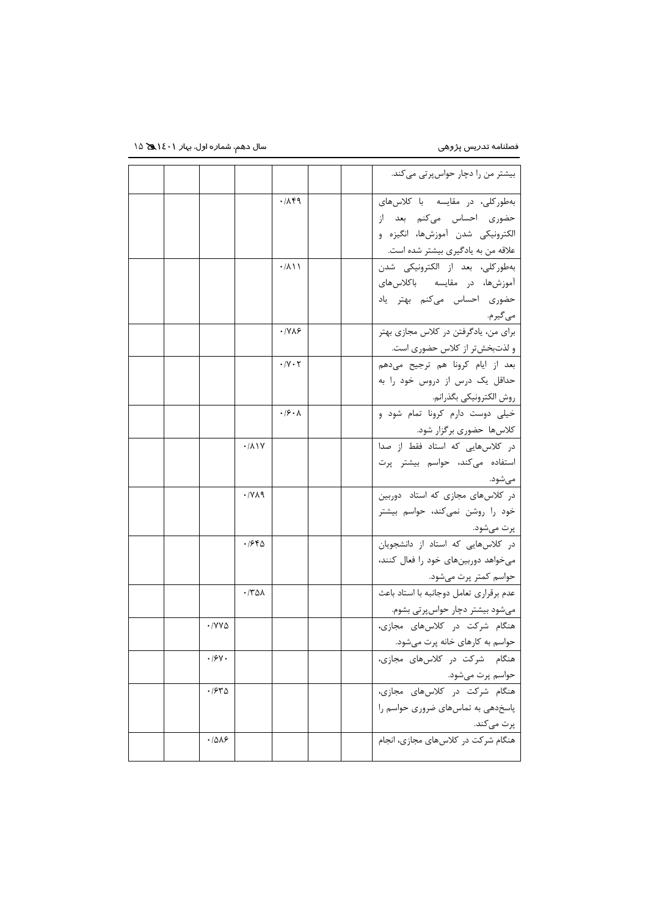| بیشتر من را دچار حواس‌پرتی می‌کند. | | | | | | | |
|---|---|---|---|---|---|---|---|
| به‌طورکلی، در مقایسه با کلاس‌های حضوری احساس می‌کنم بعد از الکترونیکی شدن آموزش‌ها، انگیزه و علاقه من به یادگیری بیشتر شده است. | | | ۰/۸۴۹ | | | | |
| به‌طورکلی، بعد از الکترونیکی شدن آموزش‌ها، در مقایسه باکلاس‌های حضوری احساس می‌کنم بهتر یاد می‌گیرم. | | | ۰/۸۱۱ | | | | |
| برای من، یادگرفتن در کلاس مجازی بهتر و لذت‌بخش‌تر از کلاس حضوری است. | | | ۰/۷۸۶ | | | | |
| بعد از ایام کرونا هم ترجیح می‌دهم حداقل یک درس از دروس خود را به روش الکترونیکی بگذرانم. | | | ۰/۷۰۲ | | | | |
| خیلی دوست دارم کرونا تمام شود و کلاس‌ها حضوری برگزار شود. | | | ۰/۶۰۸ | | | | |
| در کلاس‌هایی که استاد فقط از صدا استفاده می‌کند، حواسم بیشتر پرت می‌شود. | | | | ۰/۸۱۷ | | | |
| در کلاس‌های مجازی که استاد دوربین خود را روشن نمی‌کند، حواسم بیشتر پرت می‌شود. | | | | ۰/۷۸۹ | | | |
| در کلاس‌هایی که استاد از دانشجویان می‌خواهد دوربین‌های خود را فعال کنند، حواسم کمتر پرت می‌شود. | | | | ۰/۶۴۵ | | | |
| عدم برقراری تعامل دوجانبه با استاد باعث می‌شود بیشتر دچار حواس‌پرتی بشوم. | | | | ۰/۳۵۸ | | | |
| هنگام شرکت در کلاس‌های مجازی، حواسم به کارهای خانه پرت می‌شود. | | | | | ۰/۷۷۵ | | |
| هنگام شرکت در کلاس‌های مجازی، حواسم پرت می‌شود. | | | | | ۰/۶۷۰ | | |
| هنگام شرکت در کلاس‌های مجازی، پاسخ‌دهی به تماس‌های ضروری حواسم را پرت می‌کند. | | | | | ۰/۶۳۵ | | |
| هنگام شرکت در کلاس‌های مجازی، انجام | | | | | ۰/۵۸۶ | | |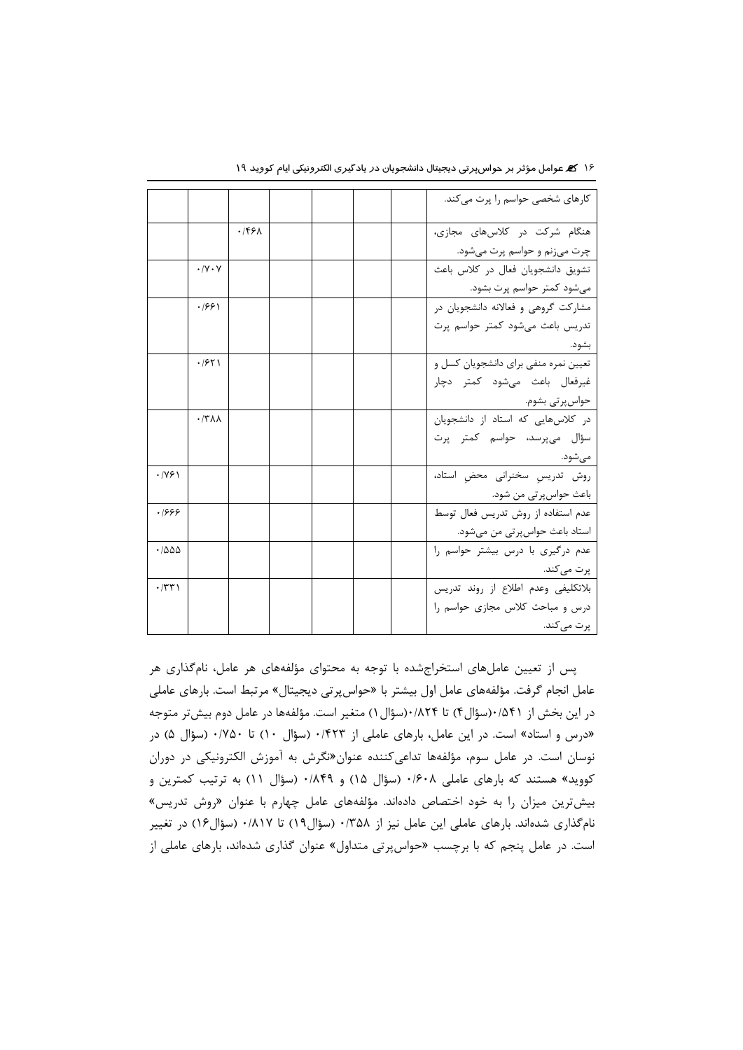| | | | | | | | |
|---|---|---|---|---|---|---|---|
| کارهای شخصی حواسم را پرت می‌کند. | | | | | | | |
| هنگام شرکت در کلاس‌های مجازی، چرت می‌زنم و حواسم پرت می‌شود. | | | | | ۰/۴۶۸ | | |
| تشویق دانشجویان فعال در کلاس باعث می‌شود کمتر حواسم پرت بشود. | | | | | | ۰/۷۰۷ | |
| مشارکت گروهی و فعالانه دانشجویان در تدریس باعث می‌شود کمتر حواسم پرت بشود. | | | | | | ۰/۶۶۱ | |
| تعیین نمره منفی برای دانشجویان کسل و غیرفعال باعث می‌شود کمتر دچار حواس‌پرتی بشوم. | | | | | | ۰/۶۲۱ | |
| در کلاس‌هایی که استاد از دانشجویان سؤال می‌پرسد، حواسم کمتر پرت می‌شود. | | | | | | ۰/۳۸۸ | |
| روش تدریسِ سخنرانی محضِ استاد، باعث حواس‌پرتی من شود. | | | | | | | ۰/۷۶۱ |
| عدم استفاده از روش تدریس فعال توسط استاد باعث حواس‌پرتی من می‌شود. | | | | | | | ۰/۶۶۶ |
| عدم درگیری با درس بیشتر حواسم را پرت می‌کند. | | | | | | | ۰/۵۵۵ |
| بلاتکلیفی وعدم اطلاع از روند تدریس درس و مباحث کلاس مجازی حواسم را پرت می‌کند. | | | | | | | ۰/۳۳۱ |

پس از تعیین عامل‌های استخراج‌شده با توجه به محتوای مؤلفه‌های هر عامل، نام‌گذاری هر عامل انجام گرفت. مؤلفه‌های عامل اول بیشتر با «حواس‌پرتی دیجیتال» مرتبط است. بارهای عاملی در این بخش از ۰/۵۴۱(سؤال۴) تا ۰/۸۲۴(سؤال۱) متغیر است. مؤلفه‌ها در عامل دوم بیش‌تر متوجه «درس و استاد» است. در این عامل، بارهای عاملی از ۰/۴۲۳ (سؤال ۱۰) تا ۰/۷۵۰ (سؤال ۵) در نوسان است. در عامل سوم، مؤلفه‌ها تداعی‌کننده عنوان«نگرش به آموزش الکترونیکی در دوران کووید» هستند که بارهای عاملی ۰/۶۰۸ (سؤال ۱۵) و ۰/۸۴۹ (سؤال ۱۱) به ترتیب کمترین و بیش‌ترین میزان را به خود اختصاص داده‌اند. مؤلفه‌های عامل چهارم با عنوان «روش تدریس» نام‌گذاری شده‌اند. بارهای عاملی این عامل نیز از ۰/۳۵۸ (سؤال۱۹) تا ۰/۸۱۷ (سؤال۱۶) در تغییر است. در عامل پنجم که با برچسب «حواس‌پرتی متداول» عنوان گذاری شده‌اند، بارهای عاملی از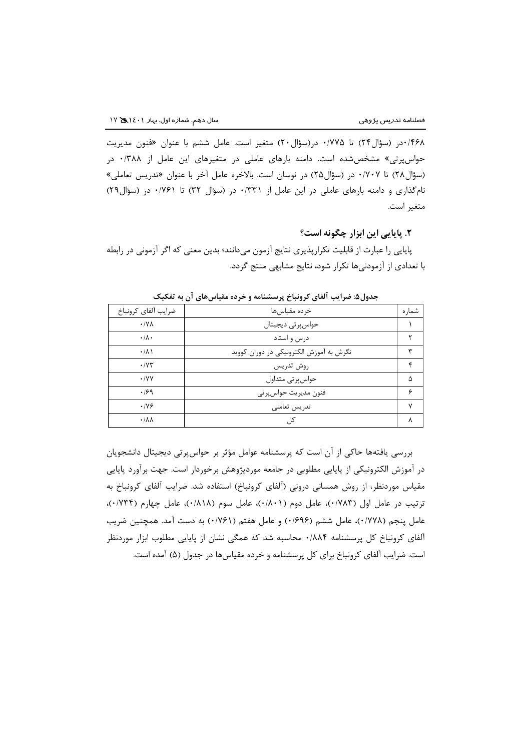۰/۴۶۸در (سؤال۲۴) تا ۰/۷۷۵ در(سؤال۲۰) متغیر است. عامل ششم با عنوان «فنون مدیریت حواس‌پرتی» مشخص‌شده است. دامنه بارهای عاملی در متغیرهای این عامل از ۰/۳۸۸ در (سؤال۲۸) تا ۰/۷۰۷ در (سؤال۲۵) در نوسان است. بالاخره عامل آخر با عنوان «تدریس تعاملی» نام‌گذاری و دامنه بارهای عاملی در این عامل از ۰/۳۳۱ در (سؤال ۳۲) تا ۰/۷۶۱ در (سؤال۲۹) متغیر است.

## ۲. پایایی این ابزار چگونه است؟

پایایی را عبارت از قابلیت تکرارپذیری نتایج آزمون می‌دانند؛ بدین معنی که اگر آزمونی در رابطه با تعدادی از آزمودنی‌ها تکرار شود، نتایج مشابهی منتج گردد.

**جدول۵: ضرایب آلفای کرونباخ پرسشنامه و خرده مقیاس‌های آن به تفکیک**

| شماره | خرده مقیاس‌ها | ضرایب آلفای کرونباخ |
|---|---|---|
| ۱ | حواس‌پرتی دیجیتال | ۰/۷۸ |
| ۲ | درس و استاد | ۰/۸۰ |
| ۳ | نگرش به آموزش الکترونیکی در دوران کووید | ۰/۸۱ |
| ۴ | روش تدریس | ۰/۷۳ |
| ۵ | حواس‌پرتی متداول | ۰/۷۷ |
| ۶ | فنون مدیریت حواس‌پرتی | ۰/۶۹ |
| ۷ | تدریس تعاملی | ۰/۷۶ |
| ۸ | کل | ۰/۸۸ |

بررسی یافته‌ها حاکی از آن است که پرسشنامه عوامل مؤثر بر حواس‌پرتی دیجیتال دانشجویان در آموزش الکترونیکی از پایایی مطلوبی در جامعه موردپژوهش برخوردار است. جهت برآورد پایایی مقیاس موردنظر، از روش همسانی درونی (آلفای کرونباخ) استفاده شد. ضرایب آلفای کرونباخ به ترتیب در عامل اول (۰/۷۸۳)، عامل دوم (۰/۸۰۱)، عامل سوم (۰/۸۱۸)، عامل چهارم (۰/۷۳۴)، عامل پنجم (۰/۷۷۸)، عامل ششم (۰/۶۹۶) و عامل هفتم (۰/۷۶۱) به دست آمد. همچنین ضریب آلفای کرونباخ کل پرسشنامه ۰/۸۸۴ محاسبه شد که همگی نشان از پایایی مطلوب ابزار موردنظر است. ضرایب آلفای کرونباخ برای کل پرسشنامه و خرده مقیاس‌ها در جدول (۵) آمده است.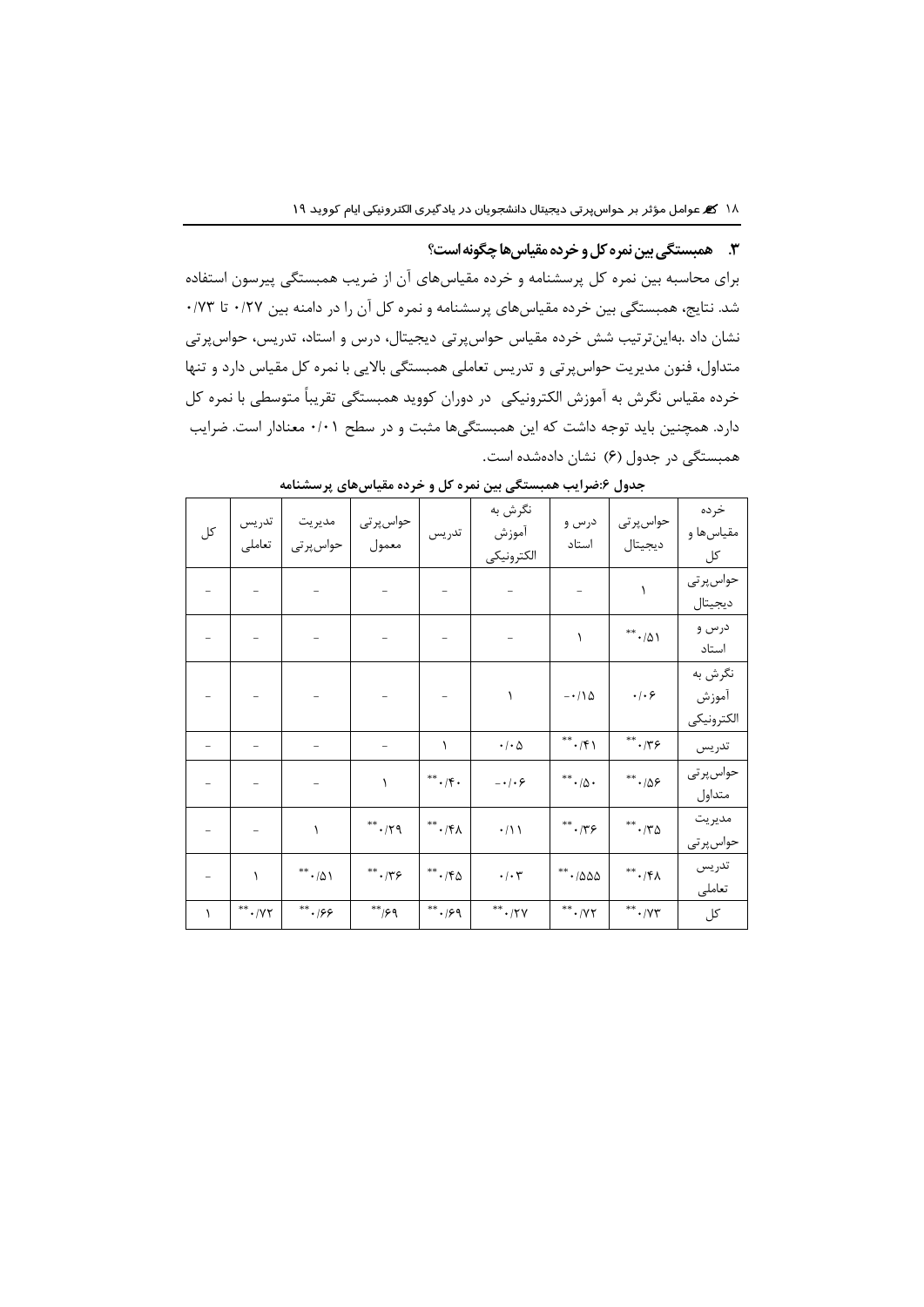### ۳. همبستگی بین نمره کل و خرده مقیاس‌ها چگونه است؟

برای محاسبه بین نمره کل پرسشنامه و خرده مقیاس‌های آن از ضریب همبستگی پیرسون استفاده شد. نتایج، همبستگی بین خرده مقیاس‌های پرسشنامه و نمره کل آن را در دامنه بین ۰/۲۷ تا ۰/۷۳ نشان داد .به‌این‌ترتیب شش خرده مقیاس حواس‌پرتی دیجیتال، درس و استاد، تدریس، حواس‌پرتی متداول، فنون مدیریت حواس‌پرتی و تدریس تعاملی همبستگی بالایی با نمره کل مقیاس دارد و تنها خرده مقیاس نگرش به آموزش الکترونیکی در دوران کووید همبستگی تقریباً متوسطی با نمره کل دارد. همچنین باید توجه داشت که این همبستگی‌ها مثبت و در سطح ۰/۰۱ معنادار است. ضرایب همبستگی در جدول (۶) نشان داده‌شده است.

**جدول ۶:ضرایب همبستگی بین نمره کل و خرده مقیاس‌های پرسشنامه**

| خرده مقیاس‌ها و کل | حواس‌پرتی دیجیتال | درس و استاد | نگرش به آموزش الکترونیکی | تدریس | حواس‌پرتی معمول | مدیریت حواس‌پرتی | تدریس تعاملی | کل |
|---|---|---|---|---|---|---|---|---|
| حواس‌پرتی دیجیتال | ۱ | - | - | - | - | - | - | - |
| درس و استاد | \*\*۰/۵۱ | ۱ | - | - | - | - | - | - |
| نگرش به آموزش الکترونیکی | ۰/۰۶ | -۰/۱۵ | ۱ | - | - | - | - | - |
| تدریس | \*\*۰/۳۶ | \*\*۰/۴۱ | ۰/۰۵ | ۱ | - | - | - | - |
| حواس‌پرتی متداول | \*\*۰/۵۶ | \*\*۰/۵۰ | -۰/۰۶ | \*\*۰/۴۰ | ۱ | - | - | - |
| مدیریت حواس‌پرتی | \*\*۰/۳۵ | \*\*۰/۳۶ | ۰/۱۱ | \*\*۰/۴۸ | \*\*۰/۲۹ | ۱ | - | - |
| تدریس تعاملی | \*\*۰/۴۸ | \*\*۰/۵۵۵ | ۰/۰۳ | \*\*۰/۴۵ | \*\*۰/۳۶ | \*\*۰/۵۱ | ۱ | - |
| کل | \*\*۰/۷۳ | \*\*۰/۷۲ | \*\*۰/۲۷ | \*\*۰/۶۹ | \*\*۶۹/ | \*\*۰/۶۶ | \*\*۰/۷۲ | ۱ |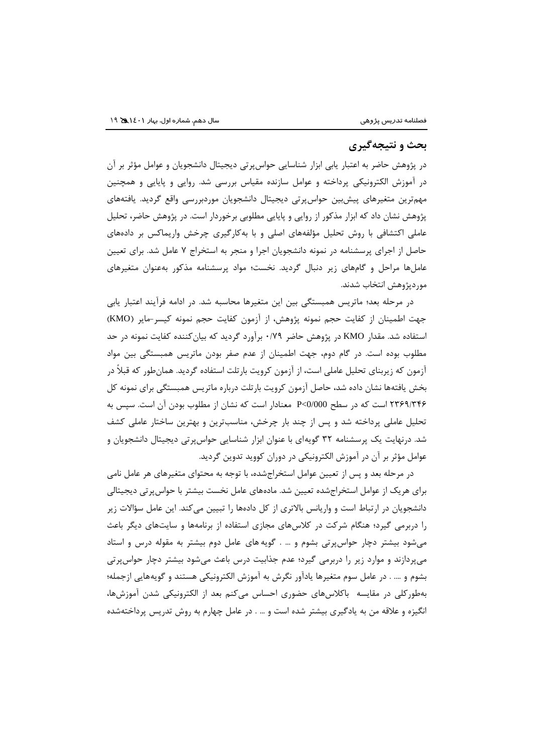## بحث و نتیجه‌گیری

در پژوهش حاضر به اعتبار یابی ابزار شناسایی حواس‌پرتی دیجیتال دانشجویان و عوامل مؤثر بر آن در آموزش الکترونیکی پرداخته و عوامل سازنده مقیاس بررسی شد. روایی و پایایی و همچنین مهم‌ترین متغیرهای پیش‌بین حواس‌پرتی دیجیتال دانشجویان موردبررسی واقع گردید. یافته‌های پژوهش نشان داد که ابزار مذکور از روایی و پایایی مطلوبی برخوردار است. در پژوهش حاضر، تحلیل عاملی اکتشافی با روش تحلیل مؤلفه‌های اصلی و با به‌کارگیری چرخش واریماکس بر داده‌های حاصل از اجرای پرسشنامه در نمونه دانشجویان اجرا و منجر به استخراج ۷ عامل شد. برای تعیین عامل‌ها مراحل و گام‌های زیر دنبال گردید. نخست؛ مواد پرسشنامه مذکور به‌عنوان متغیرهای موردپژوهش انتخاب شدند.

در مرحله بعد؛ ماتریس همبستگی بین این متغیرها محاسبه شد. در ادامه فرآیند اعتبار یابی جهت اطمینان از کفایت حجم نمونه پژوهش، از آزمون کفایت حجم نمونه کیسر-مایر (KMO) استفاده شد. مقدار KMO در پژوهش حاضر ۰/۷۹ برآورد گردید که بیان‌کننده کفایت نمونه در حد مطلوب بوده است. در گام دوم، جهت اطمینان از عدم صفر بودن ماتریس همبستگی بین مواد آزمون که زیربنای تحلیل عاملی است، از آزمون کرویت بارتلت استفاده گردید. همان‌طور که قبلاً در بخش یافته‌ها نشان داده شد، حاصل آزمون کرویت بارتلت درباره ماتریس همبستگی برای نمونه کل ۲۳۶۹/۳۴۶ است که در سطح P<0/000 معنادار است که نشان از مطلوب بودن آن است. سپس به تحلیل عاملی پرداخته شد و پس از چند بار چرخش، مناسب‌ترین و بهترین ساختار عاملی کشف شد. درنهایت یک پرسشنامه ۳۲ گویه‌ای با عنوان ابزار شناسایی حواس‌پرتی دیجیتال دانشجویان و عوامل مؤثر بر آن در آموزش الکترونیکی در دوران کووید تدوین گردید.

در مرحله بعد و پس از تعیین عوامل استخراج‌شده، با توجه به محتوای متغیرهای هر عامل نامی برای هریک از عوامل استخراج‌شده تعیین شد. ماده‌های عامل نخست بیشتر با حواس‌پرتی دیجیتالی دانشجویان در ارتباط است و واریانس بالاتری از کل داده‌ها را تبیین می‌کند. این عامل سؤالات زیر را دربرمی گیرد؛ هنگام شرکت در کلاس‌های مجازی استفاده از برنامه‌ها و سایت‌های دیگر باعث می‌شود بیشتر دچار حواس‌پرتی بشوم و ... . گویه های عامل دوم بیشتر به مقوله درس و استاد می‌پردازند و موارد زیر را دربرمی گیرد؛ عدم جذابیت درس باعث می‌شود بیشتر دچار حواس‌پرتی بشوم و .... . در عامل سوم متغیرها یادآور نگرش به آموزش الکترونیکی هستند و گویه‌هایی ازجمله؛ به‌طورکلی در مقایسه باکلاس‌های حضوری احساس می‌کنم بعد از الکترونیکی شدن آموزش‌ها، انگیزه و علاقه من به یادگیری بیشتر شده است و ... . در عامل چهارم به روش تدریس پرداخته‌شده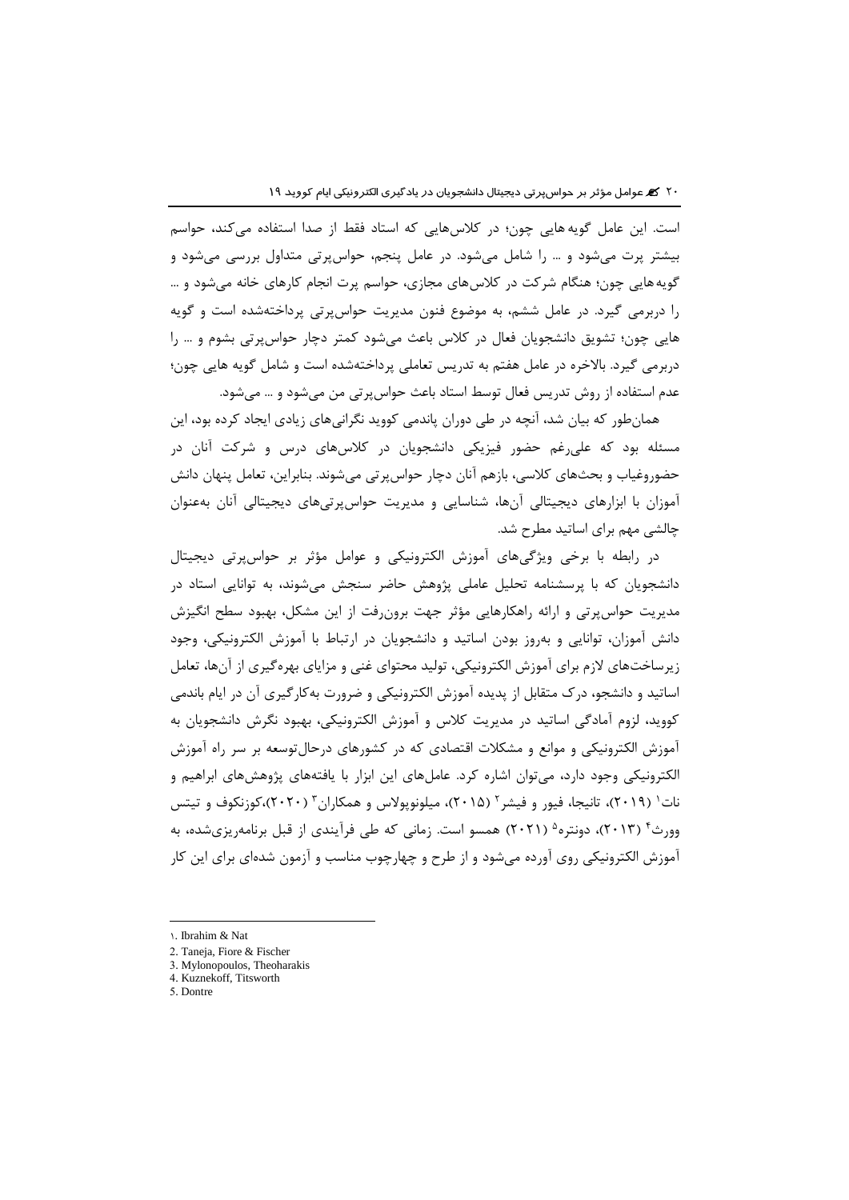است. این عامل گویه هایی چون؛ در کلاس‌هایی که استاد فقط از صدا استفاده می‌کند، حواسم بیشتر پرت می‌شود و ... را شامل می‌شود. در عامل پنجم، حواس‌پرتی متداول بررسی می‌شود و گویه هایی چون؛ هنگام شرکت در کلاس‌های مجازی، حواسم پرت انجام کارهای خانه می‌شود و ... را دربرمی گیرد. در عامل ششم، به موضوع فنون مدیریت حواس‌پرتی پرداخته‌شده است و گویه هایی چون؛ تشویق دانشجویان فعال در کلاس باعث می‌شود کمتر دچار حواس‌پرتی بشوم و ... را دربرمی گیرد. بالاخره در عامل هفتم به تدریس تعاملی پرداخته‌شده است و شامل گویه هایی چون؛ عدم استفاده از روش تدریس فعال توسط استاد باعث حواس‌پرتی من می‌شود و ... می‌شود.

همان‌طور که بیان شد، آنچه در طی دوران پاندمی کووید نگرانی‌های زیادی ایجاد کرده بود، این مسئله بود که علی‌رغم حضور فیزیکی دانشجویان در کلاس‌های درس و شرکت آنان در حضوروغیاب و بحث‌های کلاسی، بازهم آنان دچار حواس‌پرتی می‌شوند. بنابراین، تعامل پنهان دانش آموزان با ابزارهای دیجیتالی آن‌ها، شناسایی و مدیریت حواس‌پرتی‌های دیجیتالی آنان به‌عنوان چالشی مهم برای اساتید مطرح شد.

در رابطه با برخی ویژگی‌های آموزش الکترونیکی و عوامل مؤثر بر حواس‌پرتی دیجیتال دانشجویان که با پرسشنامه تحلیل عاملی پژوهش حاضر سنجش می‌شوند، به توانایی استاد در مدیریت حواس‌پرتی و ارائه راهکارهایی مؤثر جهت برون‌رفت از این مشکل، بهبود سطح انگیزش دانش آموزان، توانایی و به‌روز بودن اساتید و دانشجویان در ارتباط با آموزش الکترونیکی، وجود زیرساخت‌های لازم برای آموزش الکترونیکی، تولید محتوای غنی و مزایای بهره‌گیری از آن‌ها، تعامل اساتید و دانشجو، درک متقابل از پدیده آموزش الکترونیکی و ضرورت به‌کارگیری آن در ایام باندمی کووید، لزوم آمادگی اساتید در مدیریت کلاس و آموزش الکترونیکی، بهبود نگرش دانشجویان به آموزش الکترونیکی و موانع و مشکلات اقتصادی که در کشورهای درحال‌توسعه بر سر راه آموزش الکترونیکی وجود دارد، می‌توان اشاره کرد. عامل‌های این ابزار با یافته‌های پژوهش‌های ابراهیم و نات[1] (۲۰۱۹)، تانیجا، فیور و فیشر[2] (۲۰۱۵)، میلونوپولاس و همکاران[3] (۲۰۲۰)،کوزنکوف و تیتس وورث[4] (۲۰۱۳)، دونتره[5] (۲۰۲۱) همسو است. زمانی که طی فرآیندی از قبل برنامه‌ریزی‌شده، به آموزش الکترونیکی روی آورده می‌شود و از طرح و چهارچوب مناسب و آزمون شده‌ای برای این کار

---

1. Ibrahim & Nat
2. Taneja, Fiore & Fischer
3. Mylonopoulos, Theoharakis
4. Kuznekoff, Titsworth
5. Dontre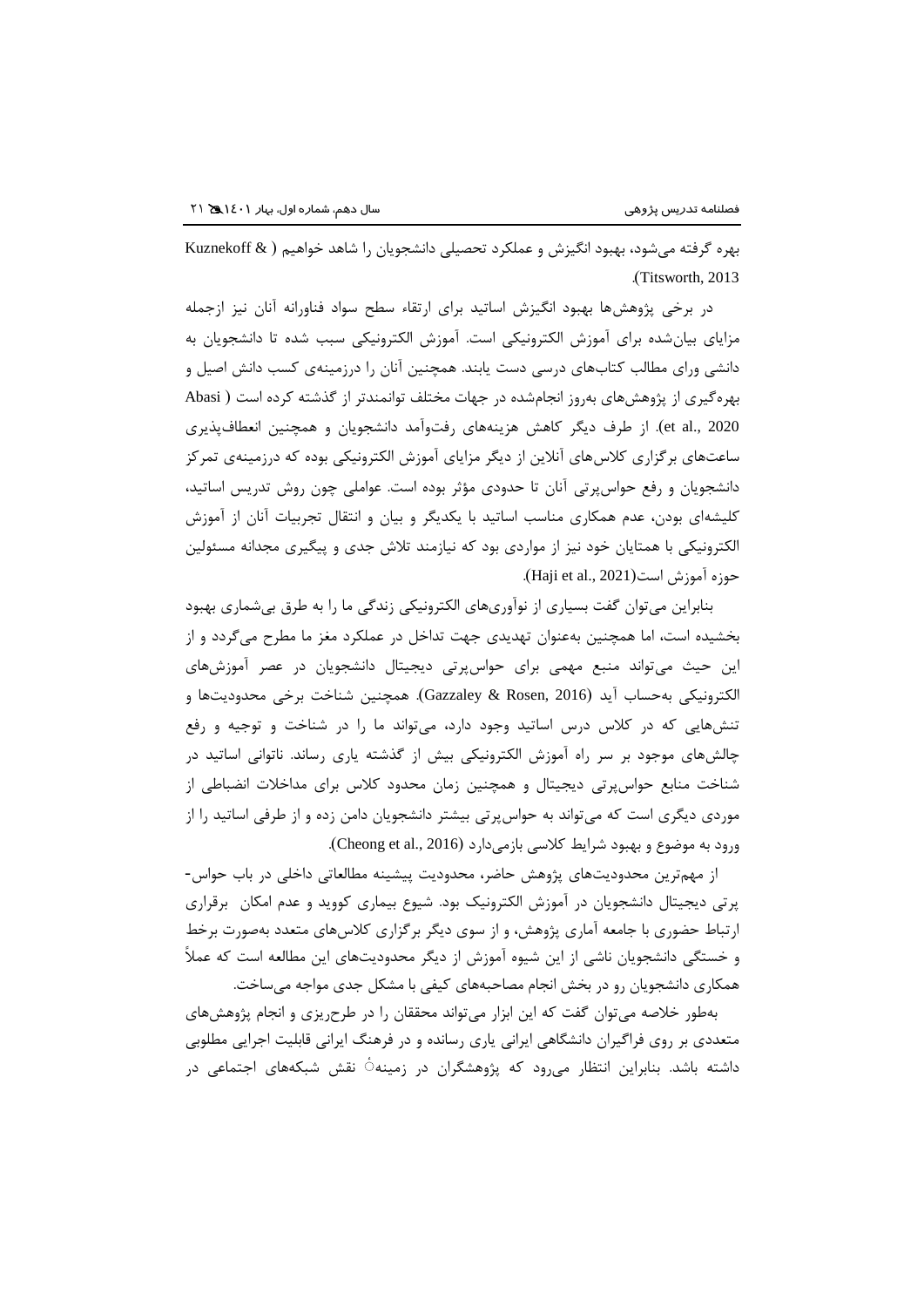بهره گرفته می‌شود، بهبود انگیزش و عملکرد تحصیلی دانشجویان را شاهد خواهیم (Kuznekoff & Titsworth, 2013).

در برخی پژوهش‌ها بهبود انگیزش اساتید برای ارتقاء سطح سواد فناورانه آنان نیز ازجمله مزایای بیان‌شده برای آموزش الکترونیکی است. آموزش الکترونیکی سبب شده تا دانشجویان به دانشی ورای مطالب کتاب‌های درسی دست یابند. همچنین آنان را درزمینه‌ی کسب دانش اصیل و بهره‌گیری از پژوهش‌های به‌روز انجام‌شده در جهات مختلف توانمندتر از گذشته کرده است (Abasi et al., 2020). از طرف دیگر کاهش هزینه‌های رفت‌وآمد دانشجویان و همچنین انعطاف‌پذیری ساعت‌های برگزاری کلاس‌های آنلاین از دیگر مزایای آموزش الکترونیکی بوده که درزمینه‌ی تمرکز دانشجویان و رفع حواس‌پرتی آنان تا حدودی مؤثر بوده است. عواملی چون روش تدریس اساتید، کلیشه‌ای بودن، عدم همکاری مناسب اساتید با یکدیگر و بیان و انتقال تجربیات آنان از آموزش الکترونیکی با همتایان خود نیز از مواردی بود که نیازمند تلاش جدی و پیگیری مجدانه مسئولین حوزه آموزش است(Haji et al., 2021).

بنابراین می‌توان گفت بسیاری از نوآوری‌های الکترونیکی زندگی ما را به طرق بی‌شماری بهبود بخشیده است، اما همچنین به‌عنوان تهدیدی جهت تداخل در عملکرد مغز ما مطرح می‌گردد و از این حیث می‌تواند منبع مهمی برای حواس‌پرتی دیجیتال دانشجویان در عصر آموزش‌های الکترونیکی به‌حساب آید (Gazzaley & Rosen, 2016). همچنین شناخت برخی محدودیت‌ها و تنش‌هایی که در کلاس درس اساتید وجود دارد، می‌تواند ما را در شناخت و توجیه و رفع چالش‌های موجود بر سر راه آموزش الکترونیکی بیش از گذشته یاری رساند. ناتوانی اساتید در شناخت منابع حواس‌پرتی دیجیتال و همچنین زمان محدود کلاس برای مداخلات انضباطی از موردی دیگری است که می‌تواند به حواس‌پرتی بیشتر دانشجویان دامن زده و از طرفی اساتید را از ورود به موضوع و بهبود شرایط کلاسی بازمی‌دارد (Cheong et al., 2016).

از مهم‌ترین محدودیت‌های پژوهش حاضر، محدودیت پیشینه مطالعاتی داخلی در باب حواس-پرتی دیجیتال دانشجویان در آموزش الکترونیک بود. شیوع بیماری کووید و عدم امکان برقراری ارتباط حضوری با جامعه آماری پژوهش، و از سوی دیگر برگزاری کلاس‌های متعدد به‌صورت برخط و خستگی دانشجویان ناشی از این شیوه آموزش از دیگر محدودیت‌های این مطالعه است که عملاً همکاری دانشجویان رو در بخش انجام مصاحبه‌های کیفی با مشکل جدی مواجه می‌ساخت.

به‌طور خلاصه می‌توان گفت که این ابزار می‌تواند محققان را در طرح‌ریزی و انجام پژوهش‌های متعددی بر روی فراگیران دانشگاهی ایرانی یاری رسانده و در فرهنگ ایرانی قابلیت اجرایی مطلوبی داشته باشد. بنابراین انتظار می‌رود که پژوهشگران در زمینهٔ نقش شبکه‌های اجتماعی در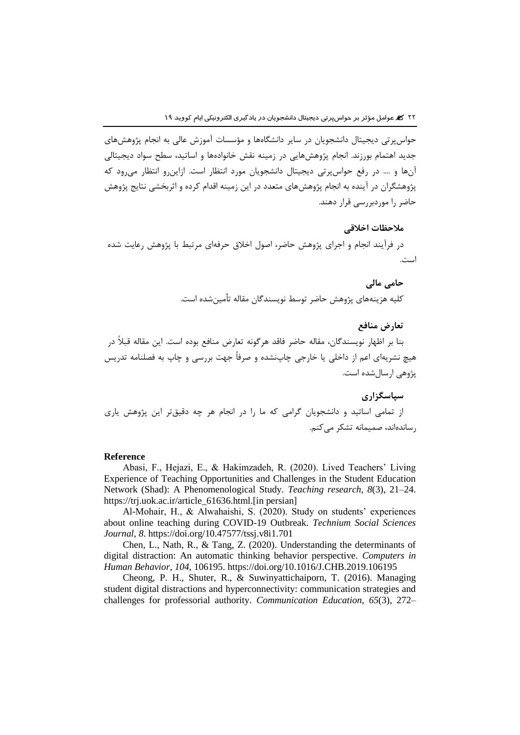حواس‌پرتی دیجیتال دانشجویان در سایر دانشگاه‌ها و مؤسسات آموزش عالی به انجام پژوهش‌های جدید اهتمام بورزند. انجام پژوهش‌هایی در زمینه نقش خانواده‌ها و اساتید، سطح سواد دیجیتالی آن‌ها و .... در رفع حواس‌پرتی دیجیتال دانشجویان مورد انتظار است. ازاین‌رو انتظار می‌رود که پژوهشگران در آینده به انجام پژوهش‌های متعدد در این زمینه اقدام کرده و اثربخشی نتایج پژوهش حاضر را موردبررسی قرار دهند.

### ملاحظات اخلاقی

در فرآیند انجام و اجرای پژوهش حاضر، اصول اخلاق حرفه‌ای مرتبط با پژوهش رعایت شده است.

### حامی مالی

کلیه هزینه‌های پژوهش حاضر توسط نویسندگان مقاله تأمین‌شده است.

### تعارض منافع

بنا بر اظهار نویسندگان، مقاله حاضر فاقد هرگونه تعارض منافع بوده است. این مقاله قبلاً در هیچ نشریه‌ای اعم از داخلی یا خارجی چاپ‌نشده و صرفاً جهت بررسی و چاپ به فصلنامه تدریس پژوهی ارسال‌شده است.

### سپاسگزاری

از تمامی اساتید و دانشجویان گرامی که ما را در انجام هر چه دقیق‌تر این پژوهش یاری رسانده‌اند، صمیمانه تشکر می‌کنم.

### Reference

Abasi, F., Hejazi, E., & Hakimzadeh, R. (2020). Lived Teachers' Living Experience of Teaching Opportunities and Challenges in the Student Education Network (Shad): A Phenomenological Study. *Teaching research*, *8*(3), 21–24. https://trj.uok.ac.ir/article_61636.html.[in persian]

Al-Mohair, H., & Alwahaishi, S. (2020). Study on students' experiences about online teaching during COVID-19 Outbreak. *Technium Social Sciences Journal*, *8*. https://doi.org/10.47577/tssj.v8i1.701

Chen, L., Nath, R., & Tang, Z. (2020). Understanding the determinants of digital distraction: An automatic thinking behavior perspective. *Computers in Human Behavior*, *104*, 106195. https://doi.org/10.1016/J.CHB.2019.106195

Cheong, P. H., Shuter, R., & Suwinyattichaiporn, T. (2016). Managing student digital distractions and hyperconnectivity: communication strategies and challenges for professorial authority. *Communication Education*, *65*(3), 272–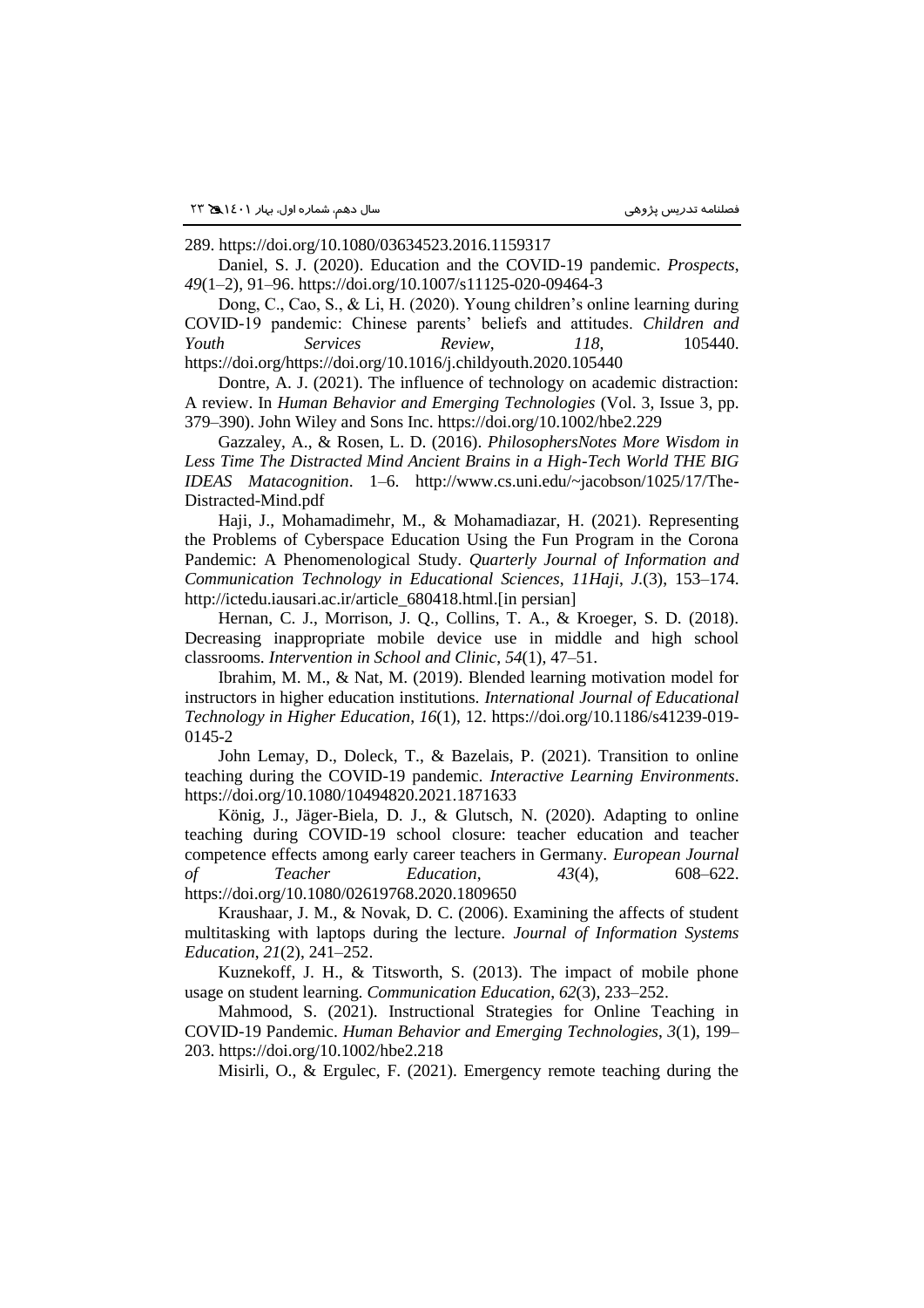289. https://doi.org/10.1080/03634523.2016.1159317

Daniel, S. J. (2020). Education and the COVID-19 pandemic. *Prospects*, *49*(1–2), 91–96. https://doi.org/10.1007/s11125-020-09464-3

Dong, C., Cao, S., & Li, H. (2020). Young children's online learning during COVID-19 pandemic: Chinese parents' beliefs and attitudes. *Children and Youth Services Review*, *118*, 105440. https://doi.org/https://doi.org/10.1016/j.childyouth.2020.105440

Dontre, A. J. (2021). The influence of technology on academic distraction: A review. In *Human Behavior and Emerging Technologies* (Vol. 3, Issue 3, pp. 379–390). John Wiley and Sons Inc. https://doi.org/10.1002/hbe2.229

Gazzaley, A., & Rosen, L. D. (2016). *PhilosophersNotes More Wisdom in Less Time The Distracted Mind Ancient Brains in a High-Tech World THE BIG IDEAS Matacognition*. 1–6. http://www.cs.uni.edu/~jacobson/1025/17/The-Distracted-Mind.pdf

Haji, J., Mohamadimehr, M., & Mohamadiazar, H. (2021). Representing the Problems of Cyberspace Education Using the Fun Program in the Corona Pandemic: A Phenomenological Study. *Quarterly Journal of Information and Communication Technology in Educational Sciences*, *11Haji, J.*(3), 153–174. http://ictedu.iausari.ac.ir/article_680418.html.[in persian]

Hernan, C. J., Morrison, J. Q., Collins, T. A., & Kroeger, S. D. (2018). Decreasing inappropriate mobile device use in middle and high school classrooms. *Intervention in School and Clinic*, *54*(1), 47–51.

Ibrahim, M. M., & Nat, M. (2019). Blended learning motivation model for instructors in higher education institutions. *International Journal of Educational Technology in Higher Education*, *16*(1), 12. https://doi.org/10.1186/s41239-019-0145-2

John Lemay, D., Doleck, T., & Bazelais, P. (2021). Transition to online teaching during the COVID-19 pandemic. *Interactive Learning Environments*. https://doi.org/10.1080/10494820.2021.1871633

König, J., Jäger-Biela, D. J., & Glutsch, N. (2020). Adapting to online teaching during COVID-19 school closure: teacher education and teacher competence effects among early career teachers in Germany. *European Journal of Teacher Education*, *43*(4), 608–622. https://doi.org/10.1080/02619768.2020.1809650

Kraushaar, J. M., & Novak, D. C. (2006). Examining the affects of student multitasking with laptops during the lecture. *Journal of Information Systems Education*, *21*(2), 241–252.

Kuznekoff, J. H., & Titsworth, S. (2013). The impact of mobile phone usage on student learning. *Communication Education*, *62*(3), 233–252.

Mahmood, S. (2021). Instructional Strategies for Online Teaching in COVID-19 Pandemic. *Human Behavior and Emerging Technologies*, *3*(1), 199–203. https://doi.org/10.1002/hbe2.218

Misirli, O., & Ergulec, F. (2021). Emergency remote teaching during the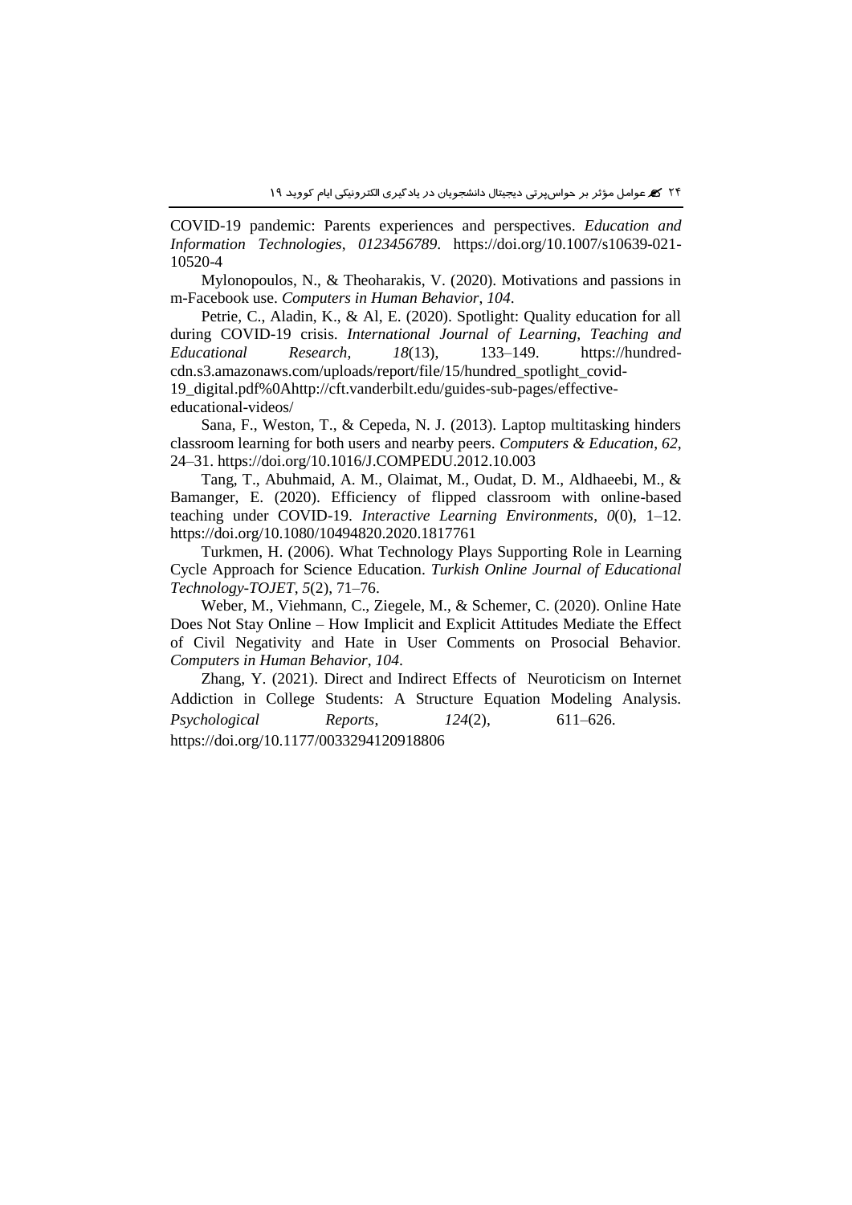COVID-19 pandemic: Parents experiences and perspectives. *Education and Information Technologies*, *0123456789*. https://doi.org/10.1007/s10639-021-10520-4

Mylonopoulos, N., & Theoharakis, V. (2020). Motivations and passions in m-Facebook use. *Computers in Human Behavior*, *104*.

Petrie, C., Aladin, K., & Al, E. (2020). Spotlight: Quality education for all during COVID-19 crisis. *International Journal of Learning, Teaching and Educational Research*, *18*(13), 133–149. https://hundred-cdn.s3.amazonaws.com/uploads/report/file/15/hundred_spotlight_covid-19_digital.pdf%0Ahttp://cft.vanderbilt.edu/guides-sub-pages/effective-educational-videos/

Sana, F., Weston, T., & Cepeda, N. J. (2013). Laptop multitasking hinders classroom learning for both users and nearby peers. *Computers & Education*, *62*, 24–31. https://doi.org/10.1016/J.COMPEDU.2012.10.003

Tang, T., Abuhmaid, A. M., Olaimat, M., Oudat, D. M., Aldhaeebi, M., & Bamanger, E. (2020). Efficiency of flipped classroom with online-based teaching under COVID-19. *Interactive Learning Environments*, *0*(0), 1–12. https://doi.org/10.1080/10494820.2020.1817761

Turkmen, H. (2006). What Technology Plays Supporting Role in Learning Cycle Approach for Science Education. *Turkish Online Journal of Educational Technology-TOJET*, *5*(2), 71–76.

Weber, M., Viehmann, C., Ziegele, M., & Schemer, C. (2020). Online Hate Does Not Stay Online – How Implicit and Explicit Attitudes Mediate the Effect of Civil Negativity and Hate in User Comments on Prosocial Behavior. *Computers in Human Behavior*, *104*.

Zhang, Y. (2021). Direct and Indirect Effects of Neuroticism on Internet Addiction in College Students: A Structure Equation Modeling Analysis. *Psychological Reports*, *124*(2), 611–626. https://doi.org/10.1177/0033294120918806